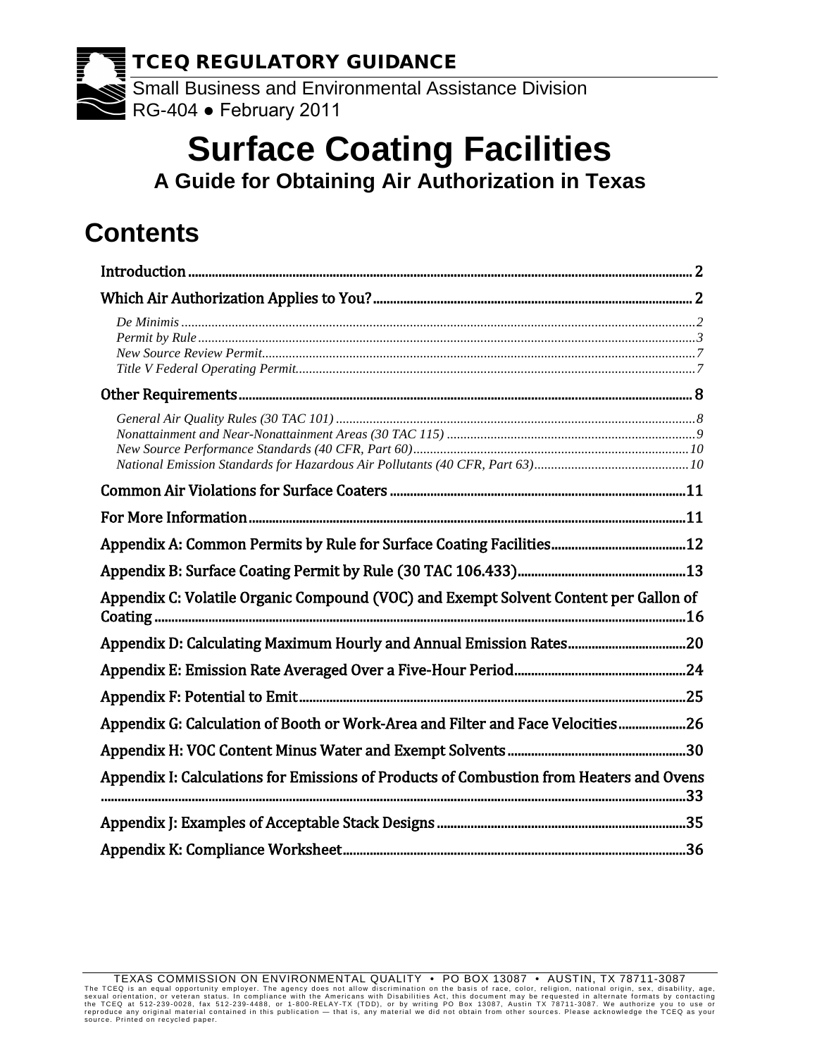**TCEQ REGULATORY GUIDANCE**

Small Business and Environmental Assistance Division
RG-404 ● February 2011

# Surface Coating Facilities

## A Guide for Obtaining Air Authorization in Texas

## Contents

Introduction ..... 2

Which Air Authorization Applies to You? ..... 2

- *De Minimis* ..... 2
- *Permit by Rule* ..... 3
- *New Source Review Permit* ..... 7
- *Title V Federal Operating Permit* ..... 7

Other Requirements ..... 8

- *General Air Quality Rules (30 TAC 101)* ..... 8
- *Nonattainment and Near-Nonattainment Areas (30 TAC 115)* ..... 9
- *New Source Performance Standards (40 CFR, Part 60)* ..... 10
- *National Emission Standards for Hazardous Air Pollutants (40 CFR, Part 63)* ..... 10

Common Air Violations for Surface Coaters ..... 11

For More Information ..... 11

Appendix A: Common Permits by Rule for Surface Coating Facilities ..... 12

Appendix B: Surface Coating Permit by Rule (30 TAC 106.433) ..... 13

Appendix C: Volatile Organic Compound (VOC) and Exempt Solvent Content per Gallon of Coating ..... 16

Appendix D: Calculating Maximum Hourly and Annual Emission Rates ..... 20

Appendix E: Emission Rate Averaged Over a Five-Hour Period ..... 24

Appendix F: Potential to Emit ..... 25

Appendix G: Calculation of Booth or Work-Area and Filter and Face Velocities ..... 26

Appendix H: VOC Content Minus Water and Exempt Solvents ..... 30

Appendix I: Calculations for Emissions of Products of Combustion from Heaters and Ovens ..... 33

Appendix J: Examples of Acceptable Stack Designs ..... 35

Appendix K: Compliance Worksheet ..... 36

TEXAS COMMISSION ON ENVIRONMENTAL QUALITY • PO BOX 13087 • AUSTIN, TX 78711-3087

The TCEQ is an equal opportunity employer. The agency does not allow discrimination on the basis of race, color, religion, national origin, sex, disability, age, sexual orientation, or veteran status. In compliance with the Americans with Disabilities Act, this document may be requested in alternate formats by contacting the TCEQ at 512-239-0028, fax 512-239-4488, or 1-800-RELAY-TX (TDD), or by writing PO Box 13087, Austin TX 78711-3087. We authorize you to use or reproduce any original material contained in this publication — that is, any material we did not obtain from other sources. Please acknowledge the TCEQ as your source. Printed on recycled paper.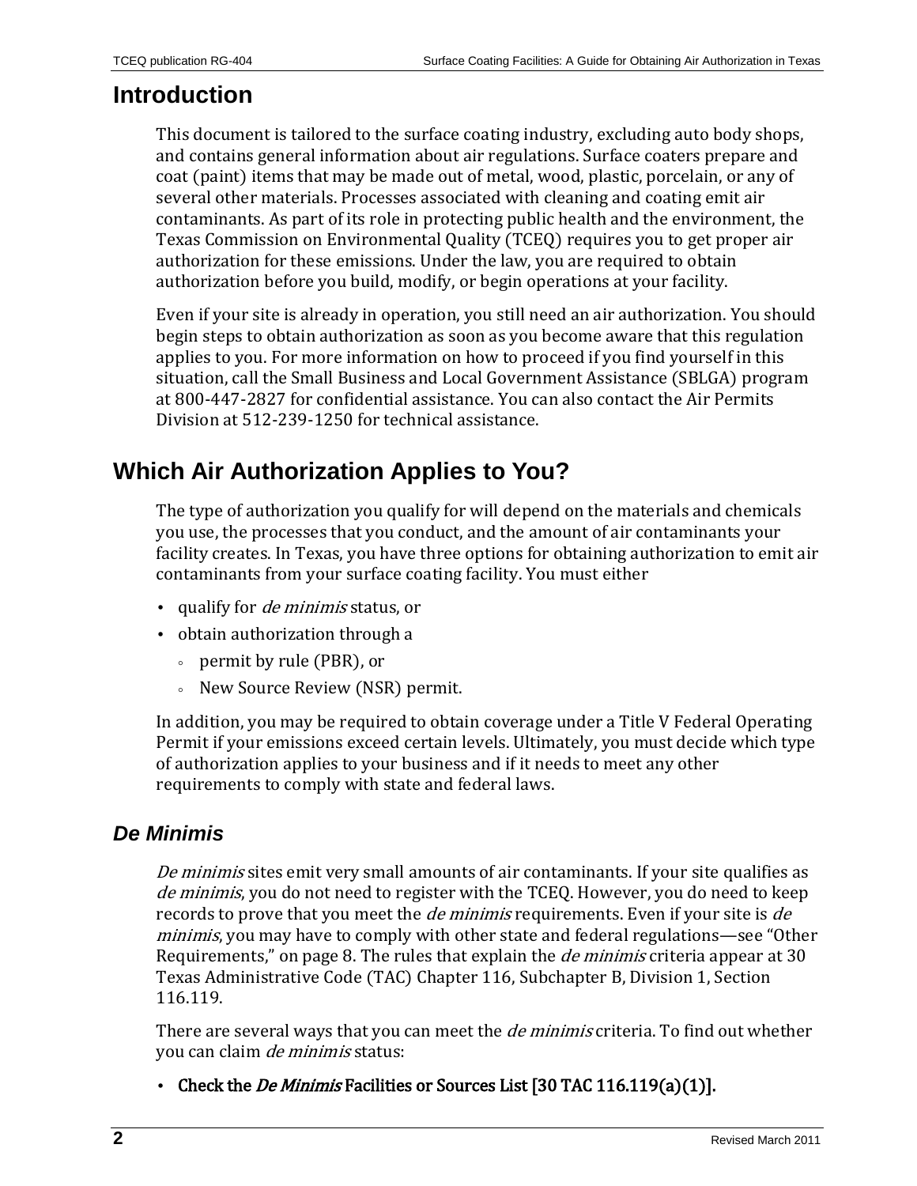## Introduction

This document is tailored to the surface coating industry, excluding auto body shops, and contains general information about air regulations. Surface coaters prepare and coat (paint) items that may be made out of metal, wood, plastic, porcelain, or any of several other materials. Processes associated with cleaning and coating emit air contaminants. As part of its role in protecting public health and the environment, the Texas Commission on Environmental Quality (TCEQ) requires you to get proper air authorization for these emissions. Under the law, you are required to obtain authorization before you build, modify, or begin operations at your facility.

Even if your site is already in operation, you still need an air authorization. You should begin steps to obtain authorization as soon as you become aware that this regulation applies to you. For more information on how to proceed if you find yourself in this situation, call the Small Business and Local Government Assistance (SBLGA) program at 800-447-2827 for confidential assistance. You can also contact the Air Permits Division at 512-239-1250 for technical assistance.

## Which Air Authorization Applies to You?

The type of authorization you qualify for will depend on the materials and chemicals you use, the processes that you conduct, and the amount of air contaminants your facility creates. In Texas, you have three options for obtaining authorization to emit air contaminants from your surface coating facility. You must either

- qualify for *de minimis* status, or
- obtain authorization through a
  - permit by rule (PBR), or
  - New Source Review (NSR) permit.

In addition, you may be required to obtain coverage under a Title V Federal Operating Permit if your emissions exceed certain levels. Ultimately, you must decide which type of authorization applies to your business and if it needs to meet any other requirements to comply with state and federal laws.

### *De Minimis*

*De minimis* sites emit very small amounts of air contaminants. If your site qualifies as *de minimis*, you do not need to register with the TCEQ. However, you do need to keep records to prove that you meet the *de minimis* requirements. Even if your site is *de minimis*, you may have to comply with other state and federal regulations—see "Other Requirements," on page 8. The rules that explain the *de minimis* criteria appear at 30 Texas Administrative Code (TAC) Chapter 116, Subchapter B, Division 1, Section 116.119.

There are several ways that you can meet the *de minimis* criteria. To find out whether you can claim *de minimis* status:

- **Check the *De Minimis* Facilities or Sources List [30 TAC 116.119(a)(1)].**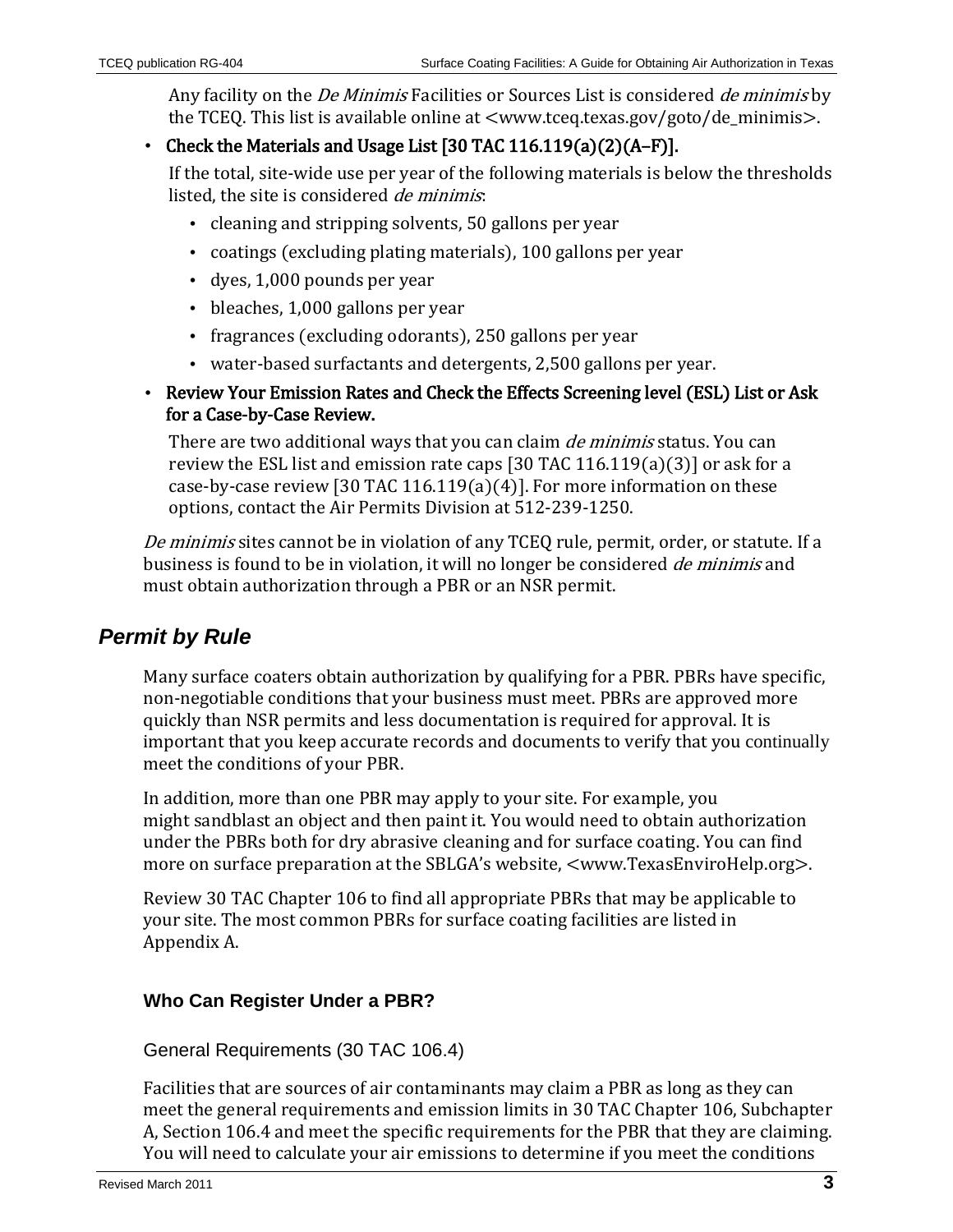Any facility on the *De Minimis* Facilities or Sources List is considered *de minimis* by the TCEQ. This list is available online at <www.tceq.texas.gov/goto/de_minimis>.

- **Check the Materials and Usage List [30 TAC 116.119(a)(2)(A–F)].**

  If the total, site-wide use per year of the following materials is below the thresholds listed, the site is considered *de minimis*:

  - cleaning and stripping solvents, 50 gallons per year
  - coatings (excluding plating materials), 100 gallons per year
  - dyes, 1,000 pounds per year
  - bleaches, 1,000 gallons per year
  - fragrances (excluding odorants), 250 gallons per year
  - water-based surfactants and detergents, 2,500 gallons per year.

- **Review Your Emission Rates and Check the Effects Screening level (ESL) List or Ask for a Case-by-Case Review.**

  There are two additional ways that you can claim *de minimis* status. You can review the ESL list and emission rate caps [30 TAC 116.119(a)(3)] or ask for a case-by-case review [30 TAC 116.119(a)(4)]. For more information on these options, contact the Air Permits Division at 512-239-1250.

*De minimis* sites cannot be in violation of any TCEQ rule, permit, order, or statute. If a business is found to be in violation, it will no longer be considered *de minimis* and must obtain authorization through a PBR or an NSR permit.

## *Permit by Rule*

Many surface coaters obtain authorization by qualifying for a PBR. PBRs have specific, non-negotiable conditions that your business must meet. PBRs are approved more quickly than NSR permits and less documentation is required for approval. It is important that you keep accurate records and documents to verify that you continually meet the conditions of your PBR.

In addition, more than one PBR may apply to your site. For example, you might sandblast an object and then paint it. You would need to obtain authorization under the PBRs both for dry abrasive cleaning and for surface coating. You can find more on surface preparation at the SBLGA's website, <www.TexasEnviroHelp.org>.

Review 30 TAC Chapter 106 to find all appropriate PBRs that may be applicable to your site. The most common PBRs for surface coating facilities are listed in Appendix A.

### Who Can Register Under a PBR?

#### General Requirements (30 TAC 106.4)

Facilities that are sources of air contaminants may claim a PBR as long as they can meet the general requirements and emission limits in 30 TAC Chapter 106, Subchapter A, Section 106.4 and meet the specific requirements for the PBR that they are claiming. You will need to calculate your air emissions to determine if you meet the conditions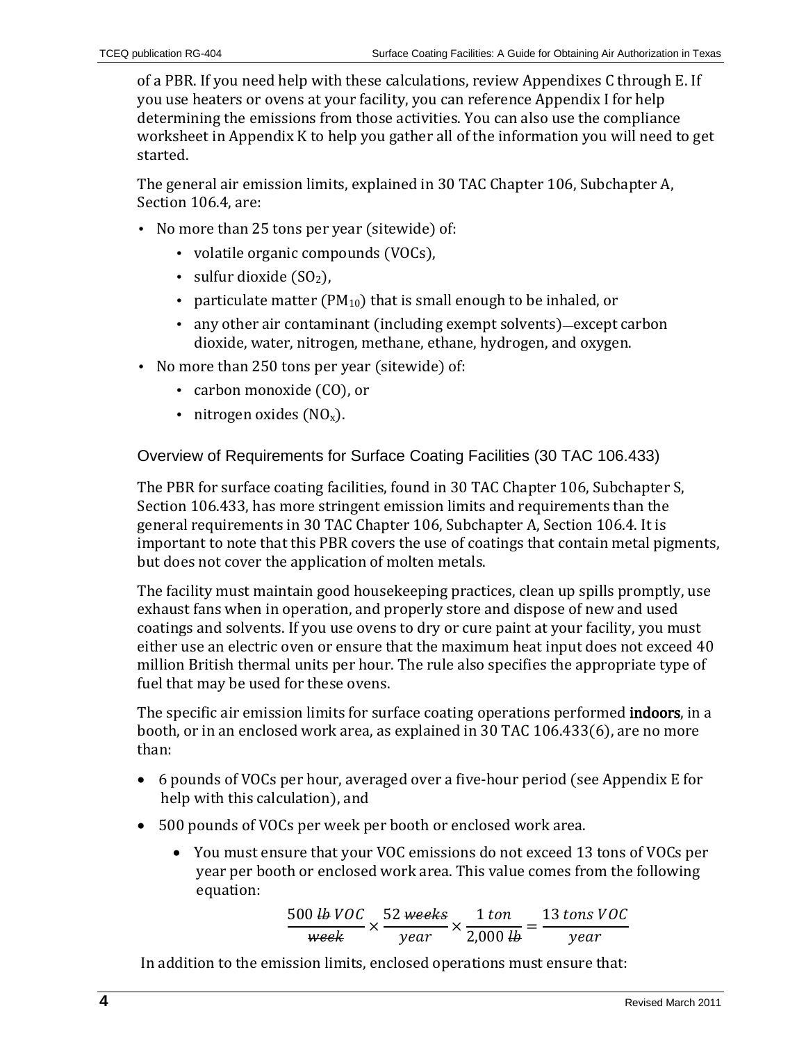of a PBR. If you need help with these calculations, review Appendixes C through E. If you use heaters or ovens at your facility, you can reference Appendix I for help determining the emissions from those activities. You can also use the compliance worksheet in Appendix K to help you gather all of the information you will need to get started.

The general air emission limits, explained in 30 TAC Chapter 106, Subchapter A, Section 106.4, are:

- No more than 25 tons per year (sitewide) of:
  - volatile organic compounds (VOCs),
  - sulfur dioxide ($SO_2$),
  - particulate matter ($PM_{10}$) that is small enough to be inhaled, or
  - any other air contaminant (including exempt solvents)—except carbon dioxide, water, nitrogen, methane, ethane, hydrogen, and oxygen.
- No more than 250 tons per year (sitewide) of:
  - carbon monoxide (CO), or
  - nitrogen oxides ($NO_x$).

### Overview of Requirements for Surface Coating Facilities (30 TAC 106.433)

The PBR for surface coating facilities, found in 30 TAC Chapter 106, Subchapter S, Section 106.433, has more stringent emission limits and requirements than the general requirements in 30 TAC Chapter 106, Subchapter A, Section 106.4. It is important to note that this PBR covers the use of coatings that contain metal pigments, but does not cover the application of molten metals.

The facility must maintain good housekeeping practices, clean up spills promptly, use exhaust fans when in operation, and properly store and dispose of new and used coatings and solvents. If you use ovens to dry or cure paint at your facility, you must either use an electric oven or ensure that the maximum heat input does not exceed 40 million British thermal units per hour. The rule also specifies the appropriate type of fuel that may be used for these ovens.

The specific air emission limits for surface coating operations performed **indoors**, in a booth, or in an enclosed work area, as explained in 30 TAC 106.433(6), are no more than:

- 6 pounds of VOCs per hour, averaged over a five-hour period (see Appendix E for help with this calculation), and
- 500 pounds of VOCs per week per booth or enclosed work area.
  - You must ensure that your VOC emissions do not exceed 13 tons of VOCs per year per booth or enclosed work area. This value comes from the following equation:

$$\frac{500\ \cancel{lb}\ VOC}{\cancel{week}} \times \frac{52\ \cancel{weeks}}{year} \times \frac{1\ ton}{2{,}000\ \cancel{lb}} = \frac{13\ tons\ VOC}{year}$$

In addition to the emission limits, enclosed operations must ensure that: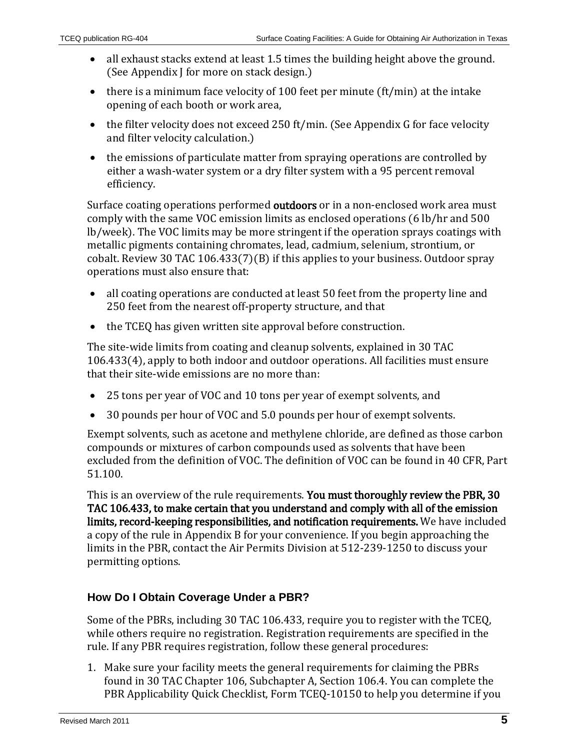- all exhaust stacks extend at least 1.5 times the building height above the ground. (See Appendix J for more on stack design.)
- there is a minimum face velocity of 100 feet per minute (ft/min) at the intake opening of each booth or work area,
- the filter velocity does not exceed 250 ft/min. (See Appendix G for face velocity and filter velocity calculation.)
- the emissions of particulate matter from spraying operations are controlled by either a wash-water system or a dry filter system with a 95 percent removal efficiency.

Surface coating operations performed **outdoors** or in a non-enclosed work area must comply with the same VOC emission limits as enclosed operations (6 lb/hr and 500 lb/week). The VOC limits may be more stringent if the operation sprays coatings with metallic pigments containing chromates, lead, cadmium, selenium, strontium, or cobalt. Review 30 TAC 106.433(7)(B) if this applies to your business. Outdoor spray operations must also ensure that:

- all coating operations are conducted at least 50 feet from the property line and 250 feet from the nearest off-property structure, and that
- the TCEQ has given written site approval before construction.

The site-wide limits from coating and cleanup solvents, explained in 30 TAC 106.433(4), apply to both indoor and outdoor operations. All facilities must ensure that their site-wide emissions are no more than:

- 25 tons per year of VOC and 10 tons per year of exempt solvents, and
- 30 pounds per hour of VOC and 5.0 pounds per hour of exempt solvents.

Exempt solvents, such as acetone and methylene chloride, are defined as those carbon compounds or mixtures of carbon compounds used as solvents that have been excluded from the definition of VOC. The definition of VOC can be found in 40 CFR, Part 51.100.

This is an overview of the rule requirements. **You must thoroughly review the PBR, 30 TAC 106.433, to make certain that you understand and comply with all of the emission limits, record-keeping responsibilities, and notification requirements.** We have included a copy of the rule in Appendix B for your convenience. If you begin approaching the limits in the PBR, contact the Air Permits Division at 512-239-1250 to discuss your permitting options.

### How Do I Obtain Coverage Under a PBR?

Some of the PBRs, including 30 TAC 106.433, require you to register with the TCEQ, while others require no registration. Registration requirements are specified in the rule. If any PBR requires registration, follow these general procedures:

1. Make sure your facility meets the general requirements for claiming the PBRs found in 30 TAC Chapter 106, Subchapter A, Section 106.4. You can complete the PBR Applicability Quick Checklist, Form TCEQ-10150 to help you determine if you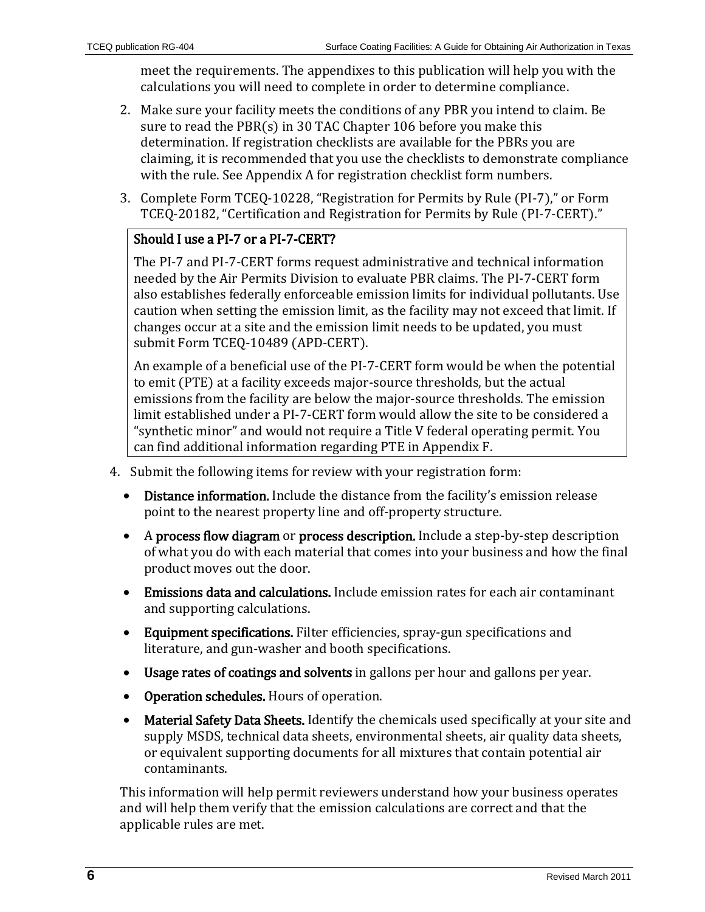meet the requirements. The appendixes to this publication will help you with the calculations you will need to complete in order to determine compliance.

2. Make sure your facility meets the conditions of any PBR you intend to claim. Be sure to read the PBR(s) in 30 TAC Chapter 106 before you make this determination. If registration checklists are available for the PBRs you are claiming, it is recommended that you use the checklists to demonstrate compliance with the rule. See Appendix A for registration checklist form numbers.
3. Complete Form TCEQ-10228, "Registration for Permits by Rule (PI-7)," or Form TCEQ-20182, "Certification and Registration for Permits by Rule (PI-7-CERT)."

> **Should I use a PI-7 or a PI-7-CERT?**
>
> The PI-7 and PI-7-CERT forms request administrative and technical information needed by the Air Permits Division to evaluate PBR claims. The PI-7-CERT form also establishes federally enforceable emission limits for individual pollutants. Use caution when setting the emission limit, as the facility may not exceed that limit. If changes occur at a site and the emission limit needs to be updated, you must submit Form TCEQ-10489 (APD-CERT).
>
> An example of a beneficial use of the PI-7-CERT form would be when the potential to emit (PTE) at a facility exceeds major-source thresholds, but the actual emissions from the facility are below the major-source thresholds. The emission limit established under a PI-7-CERT form would allow the site to be considered a "synthetic minor" and would not require a Title V federal operating permit. You can find additional information regarding PTE in Appendix F.

4. Submit the following items for review with your registration form:
   - **Distance information.** Include the distance from the facility's emission release point to the nearest property line and off-property structure.
   - A **process flow diagram** or **process description.** Include a step-by-step description of what you do with each material that comes into your business and how the final product moves out the door.
   - **Emissions data and calculations.** Include emission rates for each air contaminant and supporting calculations.
   - **Equipment specifications.** Filter efficiencies, spray-gun specifications and literature, and gun-washer and booth specifications.
   - **Usage rates of coatings and solvents** in gallons per hour and gallons per year.
   - **Operation schedules.** Hours of operation.
   - **Material Safety Data Sheets.** Identify the chemicals used specifically at your site and supply MSDS, technical data sheets, environmental sheets, air quality data sheets, or equivalent supporting documents for all mixtures that contain potential air contaminants.

   This information will help permit reviewers understand how your business operates and will help them verify that the emission calculations are correct and that the applicable rules are met.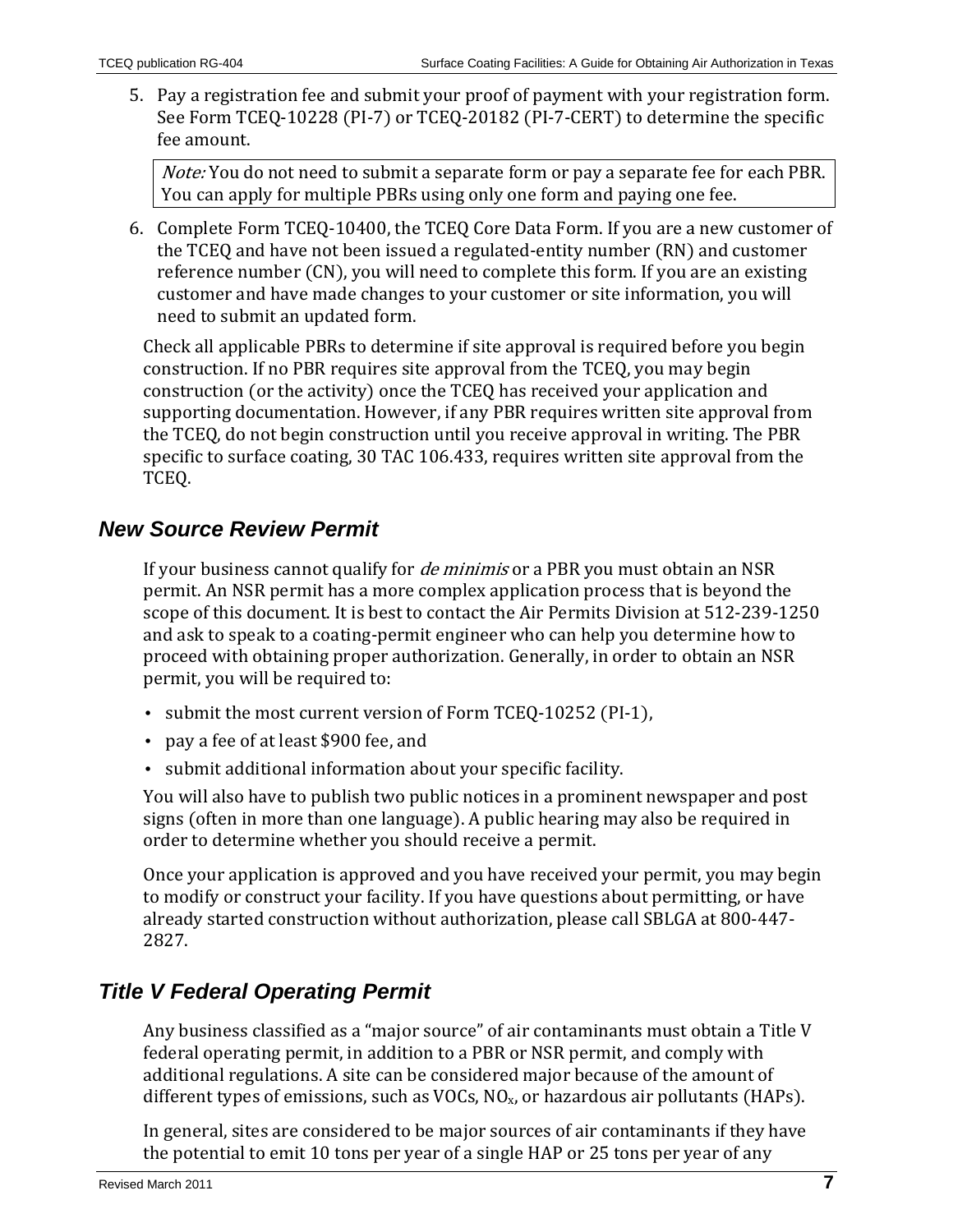5. Pay a registration fee and submit your proof of payment with your registration form. See Form TCEQ-10228 (PI-7) or TCEQ-20182 (PI-7-CERT) to determine the specific fee amount.

   > *Note:* You do not need to submit a separate form or pay a separate fee for each PBR. You can apply for multiple PBRs using only one form and paying one fee.

6. Complete Form TCEQ-10400, the TCEQ Core Data Form. If you are a new customer of the TCEQ and have not been issued a regulated-entity number (RN) and customer reference number (CN), you will need to complete this form. If you are an existing customer and have made changes to your customer or site information, you will need to submit an updated form.

Check all applicable PBRs to determine if site approval is required before you begin construction. If no PBR requires site approval from the TCEQ, you may begin construction (or the activity) once the TCEQ has received your application and supporting documentation. However, if any PBR requires written site approval from the TCEQ, do not begin construction until you receive approval in writing. The PBR specific to surface coating, 30 TAC 106.433, requires written site approval from the TCEQ.

## *New Source Review Permit*

If your business cannot qualify for *de minimis* or a PBR you must obtain an NSR permit. An NSR permit has a more complex application process that is beyond the scope of this document. It is best to contact the Air Permits Division at 512-239-1250 and ask to speak to a coating-permit engineer who can help you determine how to proceed with obtaining proper authorization. Generally, in order to obtain an NSR permit, you will be required to:

- submit the most current version of Form TCEQ-10252 (PI-1),
- pay a fee of at least $900 fee, and
- submit additional information about your specific facility.

You will also have to publish two public notices in a prominent newspaper and post signs (often in more than one language). A public hearing may also be required in order to determine whether you should receive a permit.

Once your application is approved and you have received your permit, you may begin to modify or construct your facility. If you have questions about permitting, or have already started construction without authorization, please call SBLGA at 800-447-2827.

## *Title V Federal Operating Permit*

Any business classified as a "major source" of air contaminants must obtain a Title V federal operating permit, in addition to a PBR or NSR permit, and comply with additional regulations. A site can be considered major because of the amount of different types of emissions, such as VOCs, $NO_x$, or hazardous air pollutants (HAPs).

In general, sites are considered to be major sources of air contaminants if they have the potential to emit 10 tons per year of a single HAP or 25 tons per year of any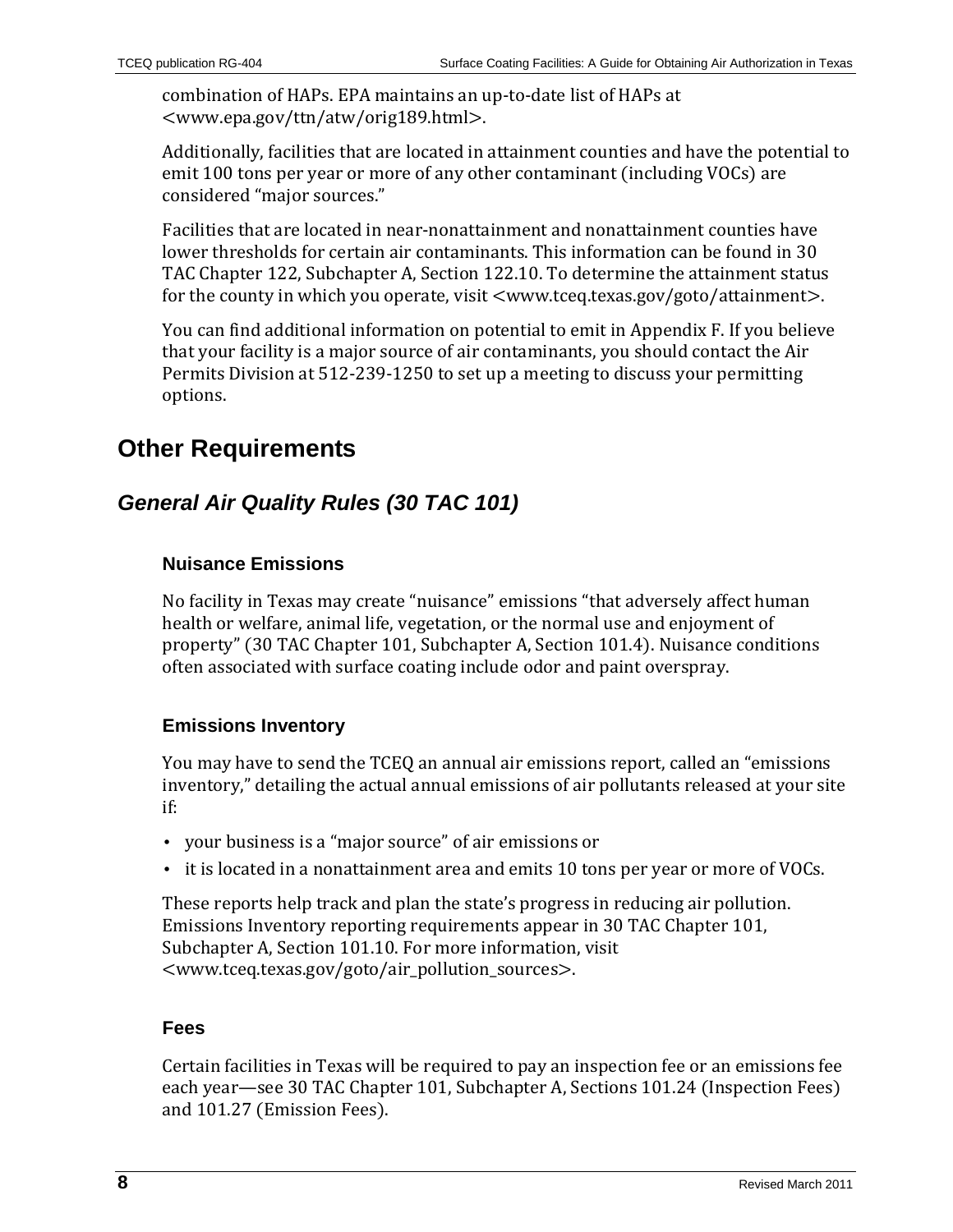combination of HAPs. EPA maintains an up-to-date list of HAPs at <www.epa.gov/ttn/atw/orig189.html>.

Additionally, facilities that are located in attainment counties and have the potential to emit 100 tons per year or more of any other contaminant (including VOCs) are considered "major sources."

Facilities that are located in near-nonattainment and nonattainment counties have lower thresholds for certain air contaminants. This information can be found in 30 TAC Chapter 122, Subchapter A, Section 122.10. To determine the attainment status for the county in which you operate, visit <www.tceq.texas.gov/goto/attainment>.

You can find additional information on potential to emit in Appendix F. If you believe that your facility is a major source of air contaminants, you should contact the Air Permits Division at 512-239-1250 to set up a meeting to discuss your permitting options.

## Other Requirements

### *General Air Quality Rules (30 TAC 101)*

#### Nuisance Emissions

No facility in Texas may create "nuisance" emissions "that adversely affect human health or welfare, animal life, vegetation, or the normal use and enjoyment of property" (30 TAC Chapter 101, Subchapter A, Section 101.4). Nuisance conditions often associated with surface coating include odor and paint overspray.

#### Emissions Inventory

You may have to send the TCEQ an annual air emissions report, called an "emissions inventory," detailing the actual annual emissions of air pollutants released at your site if:

- your business is a "major source" of air emissions or
- it is located in a nonattainment area and emits 10 tons per year or more of VOCs.

These reports help track and plan the state's progress in reducing air pollution. Emissions Inventory reporting requirements appear in 30 TAC Chapter 101, Subchapter A, Section 101.10. For more information, visit <www.tceq.texas.gov/goto/air_pollution_sources>.

#### Fees

Certain facilities in Texas will be required to pay an inspection fee or an emissions fee each year—see 30 TAC Chapter 101, Subchapter A, Sections 101.24 (Inspection Fees) and 101.27 (Emission Fees).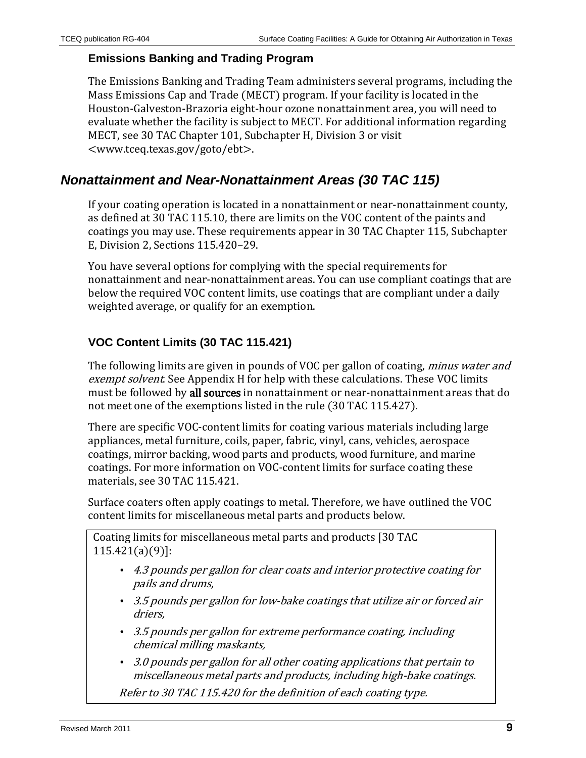### Emissions Banking and Trading Program

The Emissions Banking and Trading Team administers several programs, including the Mass Emissions Cap and Trade (MECT) program. If your facility is located in the Houston-Galveston-Brazoria eight-hour ozone nonattainment area, you will need to evaluate whether the facility is subject to MECT. For additional information regarding MECT, see 30 TAC Chapter 101, Subchapter H, Division 3 or visit <www.tceq.texas.gov/goto/ebt>.

## *Nonattainment and Near-Nonattainment Areas (30 TAC 115)*

If your coating operation is located in a nonattainment or near-nonattainment county, as defined at 30 TAC 115.10, there are limits on the VOC content of the paints and coatings you may use. These requirements appear in 30 TAC Chapter 115, Subchapter E, Division 2, Sections 115.420–29.

You have several options for complying with the special requirements for nonattainment and near-nonattainment areas. You can use compliant coatings that are below the required VOC content limits, use coatings that are compliant under a daily weighted average, or qualify for an exemption.

### VOC Content Limits (30 TAC 115.421)

The following limits are given in pounds of VOC per gallon of coating, *minus water and exempt solvent*. See Appendix H for help with these calculations. These VOC limits must be followed by **all sources** in nonattainment or near-nonattainment areas that do not meet one of the exemptions listed in the rule (30 TAC 115.427).

There are specific VOC-content limits for coating various materials including large appliances, metal furniture, coils, paper, fabric, vinyl, cans, vehicles, aerospace coatings, mirror backing, wood parts and products, wood furniture, and marine coatings. For more information on VOC-content limits for surface coating these materials, see 30 TAC 115.421.

Surface coaters often apply coatings to metal. Therefore, we have outlined the VOC content limits for miscellaneous metal parts and products below.

> Coating limits for miscellaneous metal parts and products [30 TAC 115.421(a)(9)]:
>
> - *4.3 pounds per gallon for clear coats and interior protective coating for pails and drums,*
> - *3.5 pounds per gallon for low-bake coatings that utilize air or forced air driers,*
> - *3.5 pounds per gallon for extreme performance coating, including chemical milling maskants,*
> - *3.0 pounds per gallon for all other coating applications that pertain to miscellaneous metal parts and products, including high-bake coatings.*
>
> *Refer to 30 TAC 115.420 for the definition of each coating type.*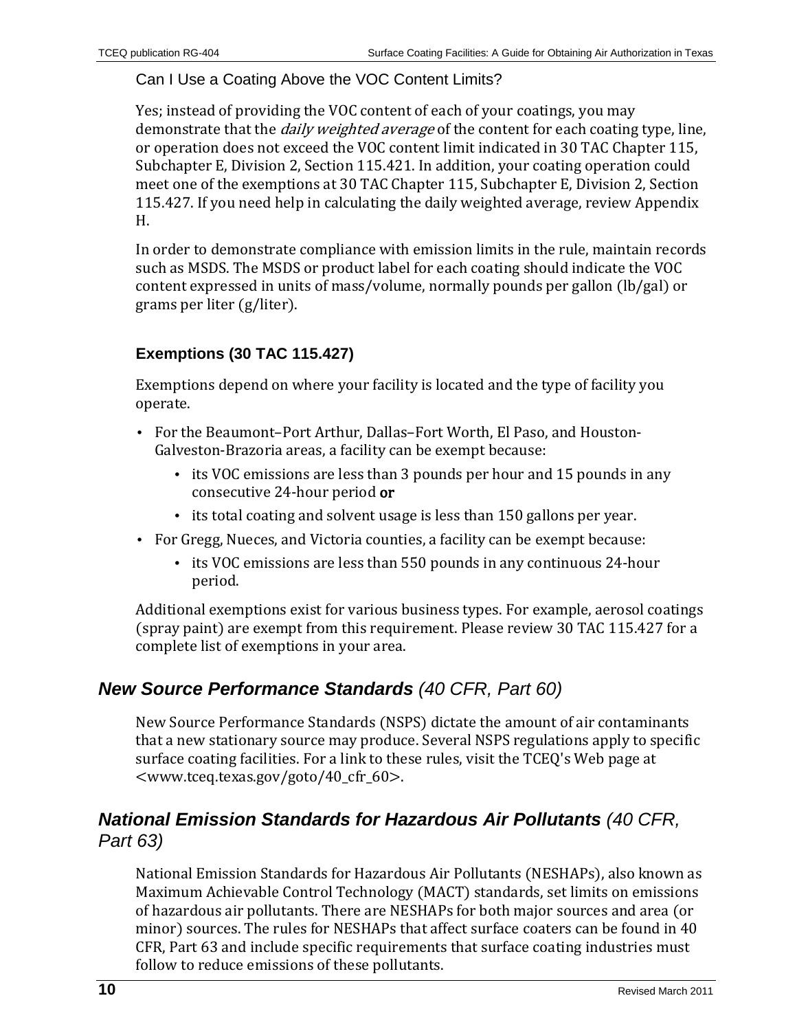### Can I Use a Coating Above the VOC Content Limits?

Yes; instead of providing the VOC content of each of your coatings, you may demonstrate that the *daily weighted average* of the content for each coating type, line, or operation does not exceed the VOC content limit indicated in 30 TAC Chapter 115, Subchapter E, Division 2, Section 115.421. In addition, your coating operation could meet one of the exemptions at 30 TAC Chapter 115, Subchapter E, Division 2, Section 115.427. If you need help in calculating the daily weighted average, review Appendix H.

In order to demonstrate compliance with emission limits in the rule, maintain records such as MSDS. The MSDS or product label for each coating should indicate the VOC content expressed in units of mass/volume, normally pounds per gallon (lb/gal) or grams per liter (g/liter).

### Exemptions (30 TAC 115.427)

Exemptions depend on where your facility is located and the type of facility you operate.

- For the Beaumont–Port Arthur, Dallas–Fort Worth, El Paso, and Houston-Galveston-Brazoria areas, a facility can be exempt because:
  - its VOC emissions are less than 3 pounds per hour and 15 pounds in any consecutive 24-hour period **or**
  - its total coating and solvent usage is less than 150 gallons per year.
- For Gregg, Nueces, and Victoria counties, a facility can be exempt because:
  - its VOC emissions are less than 550 pounds in any continuous 24-hour period.

Additional exemptions exist for various business types. For example, aerosol coatings (spray paint) are exempt from this requirement. Please review 30 TAC 115.427 for a complete list of exemptions in your area.

## ***New Source Performance Standards** (40 CFR, Part 60)*

New Source Performance Standards (NSPS) dictate the amount of air contaminants that a new stationary source may produce. Several NSPS regulations apply to specific surface coating facilities. For a link to these rules, visit the TCEQ's Web page at <www.tceq.texas.gov/goto/40_cfr_60>.

## ***National Emission Standards for Hazardous Air Pollutants** (40 CFR, Part 63)*

National Emission Standards for Hazardous Air Pollutants (NESHAPs), also known as Maximum Achievable Control Technology (MACT) standards, set limits on emissions of hazardous air pollutants. There are NESHAPs for both major sources and area (or minor) sources. The rules for NESHAPs that affect surface coaters can be found in 40 CFR, Part 63 and include specific requirements that surface coating industries must follow to reduce emissions of these pollutants.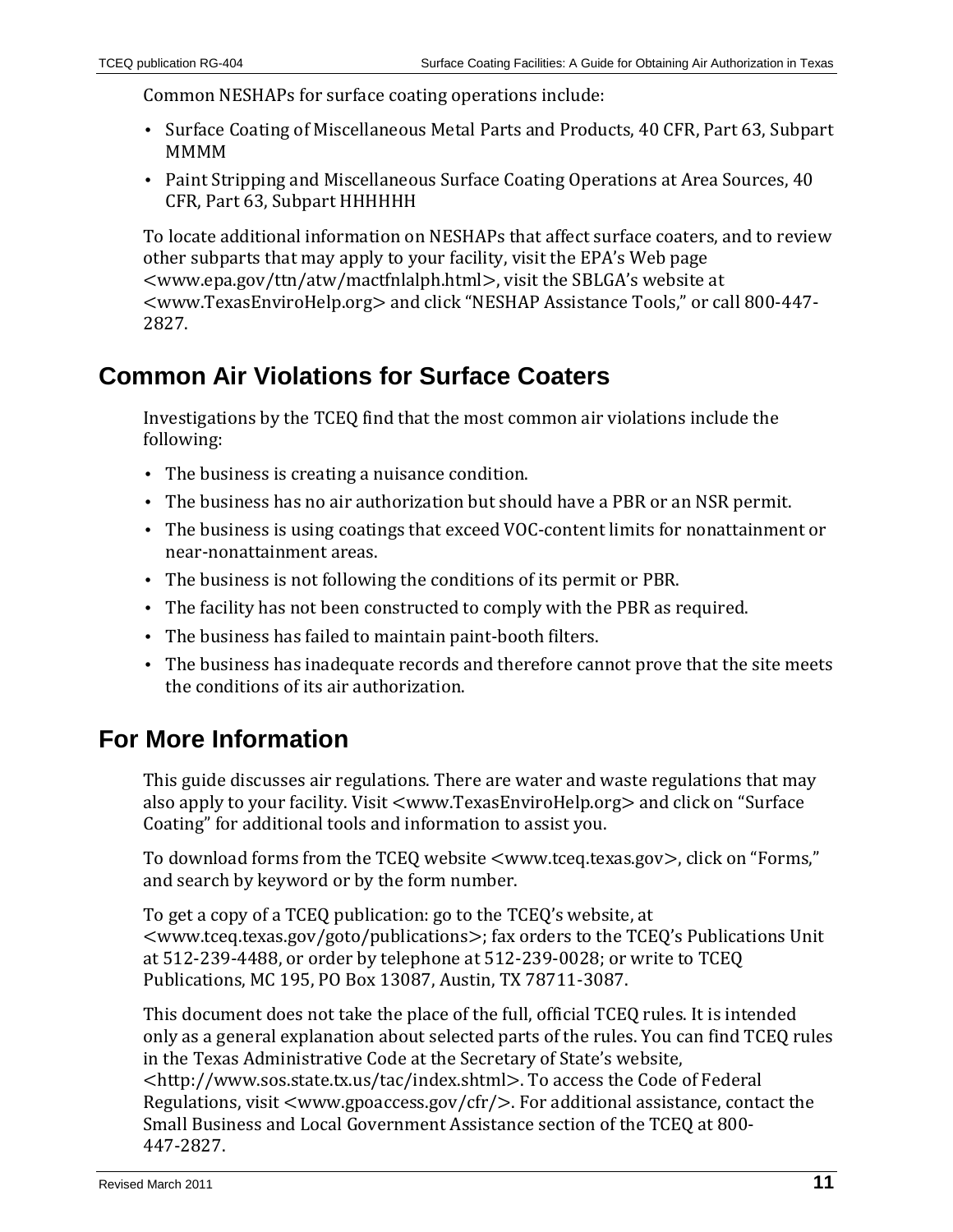Common NESHAPs for surface coating operations include:

- Surface Coating of Miscellaneous Metal Parts and Products, 40 CFR, Part 63, Subpart MMMM
- Paint Stripping and Miscellaneous Surface Coating Operations at Area Sources, 40 CFR, Part 63, Subpart HHHHHH

To locate additional information on NESHAPs that affect surface coaters, and to review other subparts that may apply to your facility, visit the EPA's Web page <www.epa.gov/ttn/atw/mactfnlalph.html>, visit the SBLGA's website at <www.TexasEnviroHelp.org> and click "NESHAP Assistance Tools," or call 800-447-2827.

## Common Air Violations for Surface Coaters

Investigations by the TCEQ find that the most common air violations include the following:

- The business is creating a nuisance condition.
- The business has no air authorization but should have a PBR or an NSR permit.
- The business is using coatings that exceed VOC-content limits for nonattainment or near-nonattainment areas.
- The business is not following the conditions of its permit or PBR.
- The facility has not been constructed to comply with the PBR as required.
- The business has failed to maintain paint-booth filters.
- The business has inadequate records and therefore cannot prove that the site meets the conditions of its air authorization.

## For More Information

This guide discusses air regulations. There are water and waste regulations that may also apply to your facility. Visit <www.TexasEnviroHelp.org> and click on "Surface Coating" for additional tools and information to assist you.

To download forms from the TCEQ website <www.tceq.texas.gov>, click on "Forms," and search by keyword or by the form number.

To get a copy of a TCEQ publication: go to the TCEQ's website, at <www.tceq.texas.gov/goto/publications>; fax orders to the TCEQ's Publications Unit at 512-239-4488, or order by telephone at 512-239-0028; or write to TCEQ Publications, MC 195, PO Box 13087, Austin, TX 78711-3087.

This document does not take the place of the full, official TCEQ rules. It is intended only as a general explanation about selected parts of the rules. You can find TCEQ rules in the Texas Administrative Code at the Secretary of State's website, <http://www.sos.state.tx.us/tac/index.shtml>. To access the Code of Federal Regulations, visit <www.gpoaccess.gov/cfr/>. For additional assistance, contact the Small Business and Local Government Assistance section of the TCEQ at 800-447-2827.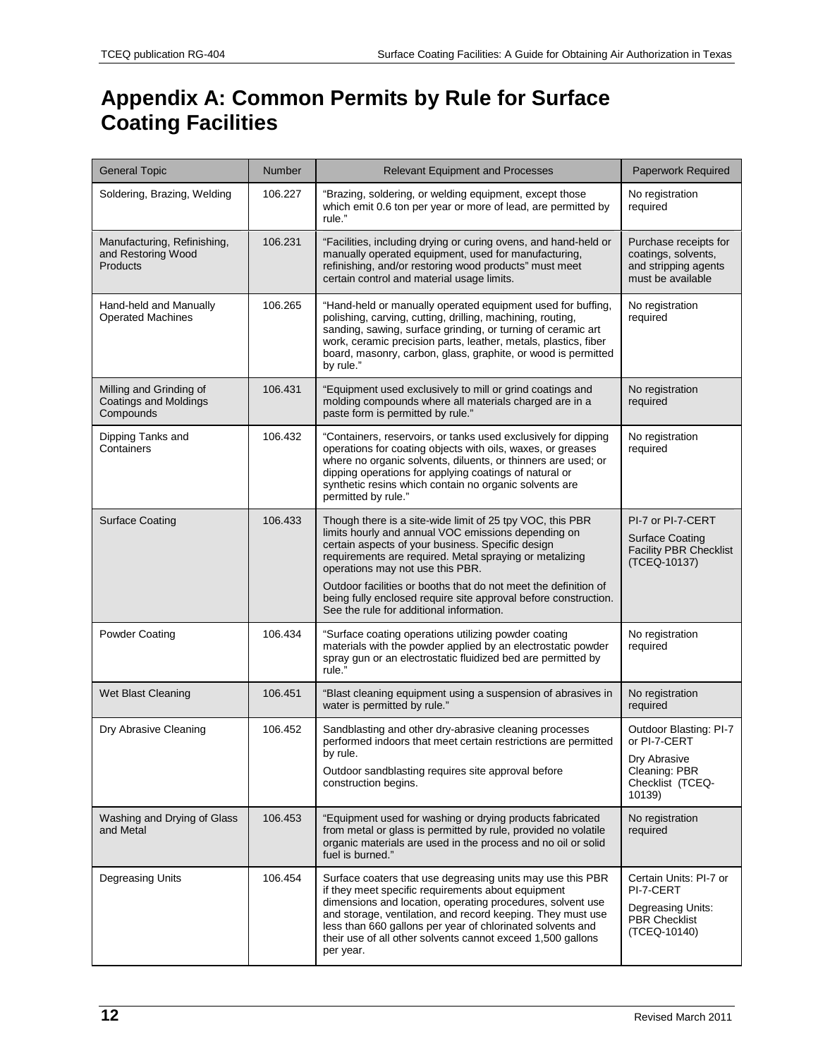# Appendix A: Common Permits by Rule for Surface Coating Facilities

| General Topic | Number | Relevant Equipment and Processes | Paperwork Required |
|---|---|---|---|
| Soldering, Brazing, Welding | 106.227 | "Brazing, soldering, or welding equipment, except those which emit 0.6 ton per year or more of lead, are permitted by rule." | No registration required |
| Manufacturing, Refinishing, and Restoring Wood Products | 106.231 | "Facilities, including drying or curing ovens, and hand-held or manually operated equipment, used for manufacturing, refinishing, and/or restoring wood products" must meet certain control and material usage limits. | Purchase receipts for coatings, solvents, and stripping agents must be available |
| Hand-held and Manually Operated Machines | 106.265 | "Hand-held or manually operated equipment used for buffing, polishing, carving, cutting, drilling, machining, routing, sanding, sawing, surface grinding, or turning of ceramic art work, ceramic precision parts, leather, metals, plastics, fiber board, masonry, carbon, glass, graphite, or wood is permitted by rule." | No registration required |
| Milling and Grinding of Coatings and Moldings Compounds | 106.431 | "Equipment used exclusively to mill or grind coatings and molding compounds where all materials charged are in a paste form is permitted by rule." | No registration required |
| Dipping Tanks and Containers | 106.432 | "Containers, reservoirs, or tanks used exclusively for dipping operations for coating objects with oils, waxes, or greases where no organic solvents, diluents, or thinners are used; or dipping operations for applying coatings of natural or synthetic resins which contain no organic solvents are permitted by rule." | No registration required |
| Surface Coating | 106.433 | Though there is a site-wide limit of 25 tpy VOC, this PBR limits hourly and annual VOC emissions depending on certain aspects of your business. Specific design requirements are required. Metal spraying or metalizing operations may not use this PBR.<br><br>Outdoor facilities or booths that do not meet the definition of being fully enclosed require site approval before construction. See the rule for additional information. | PI-7 or PI-7-CERT<br><br>Surface Coating Facility PBR Checklist (TCEQ-10137) |
| Powder Coating | 106.434 | "Surface coating operations utilizing powder coating materials with the powder applied by an electrostatic powder spray gun or an electrostatic fluidized bed are permitted by rule." | No registration required |
| Wet Blast Cleaning | 106.451 | "Blast cleaning equipment using a suspension of abrasives in water is permitted by rule." | No registration required |
| Dry Abrasive Cleaning | 106.452 | Sandblasting and other dry-abrasive cleaning processes performed indoors that meet certain restrictions are permitted by rule.<br><br>Outdoor sandblasting requires site approval before construction begins. | Outdoor Blasting: PI-7 or PI-7-CERT<br><br>Dry Abrasive Cleaning: PBR Checklist (TCEQ-10139) |
| Washing and Drying of Glass and Metal | 106.453 | "Equipment used for washing or drying products fabricated from metal or glass is permitted by rule, provided no volatile organic materials are used in the process and no oil or solid fuel is burned." | No registration required |
| Degreasing Units | 106.454 | Surface coaters that use degreasing units may use this PBR if they meet specific requirements about equipment dimensions and location, operating procedures, solvent use and storage, ventilation, and record keeping. They must use less than 660 gallons per year of chlorinated solvents and their use of all other solvents cannot exceed 1,500 gallons per year. | Certain Units: PI-7 or PI-7-CERT<br><br>Degreasing Units: PBR Checklist (TCEQ-10140) |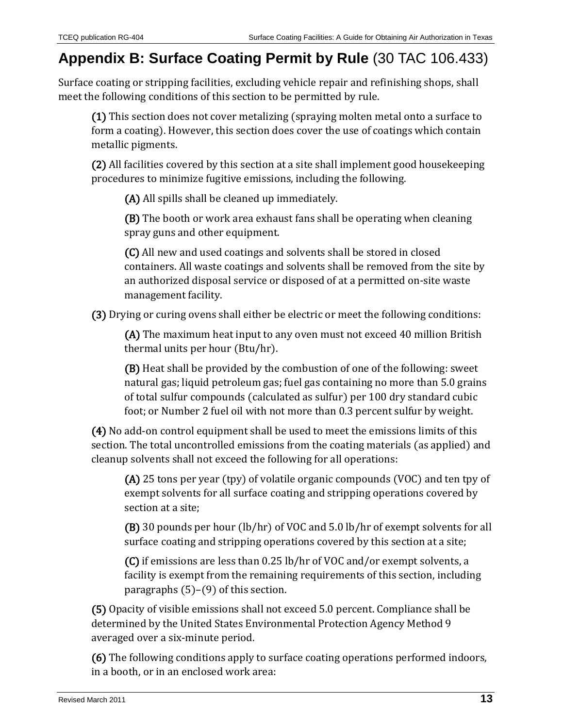# Appendix B: Surface Coating Permit by Rule (30 TAC 106.433)

Surface coating or stripping facilities, excluding vehicle repair and refinishing shops, shall meet the following conditions of this section to be permitted by rule.

**(1)** This section does not cover metalizing (spraying molten metal onto a surface to form a coating). However, this section does cover the use of coatings which contain metallic pigments.

**(2)** All facilities covered by this section at a site shall implement good housekeeping procedures to minimize fugitive emissions, including the following.

> **(A)** All spills shall be cleaned up immediately.
>
> **(B)** The booth or work area exhaust fans shall be operating when cleaning spray guns and other equipment.
>
> **(C)** All new and used coatings and solvents shall be stored in closed containers. All waste coatings and solvents shall be removed from the site by an authorized disposal service or disposed of at a permitted on-site waste management facility.

**(3)** Drying or curing ovens shall either be electric or meet the following conditions:

> **(A)** The maximum heat input to any oven must not exceed 40 million British thermal units per hour (Btu/hr).
>
> **(B)** Heat shall be provided by the combustion of one of the following: sweet natural gas; liquid petroleum gas; fuel gas containing no more than 5.0 grains of total sulfur compounds (calculated as sulfur) per 100 dry standard cubic foot; or Number 2 fuel oil with not more than 0.3 percent sulfur by weight.

**(4)** No add-on control equipment shall be used to meet the emissions limits of this section. The total uncontrolled emissions from the coating materials (as applied) and cleanup solvents shall not exceed the following for all operations:

> **(A)** 25 tons per year (tpy) of volatile organic compounds (VOC) and ten tpy of exempt solvents for all surface coating and stripping operations covered by section at a site;
>
> **(B)** 30 pounds per hour (lb/hr) of VOC and 5.0 lb/hr of exempt solvents for all surface coating and stripping operations covered by this section at a site;
>
> **(C)** if emissions are less than 0.25 lb/hr of VOC and/or exempt solvents, a facility is exempt from the remaining requirements of this section, including paragraphs (5)–(9) of this section.

**(5)** Opacity of visible emissions shall not exceed 5.0 percent. Compliance shall be determined by the United States Environmental Protection Agency Method 9 averaged over a six-minute period.

**(6)** The following conditions apply to surface coating operations performed indoors, in a booth, or in an enclosed work area: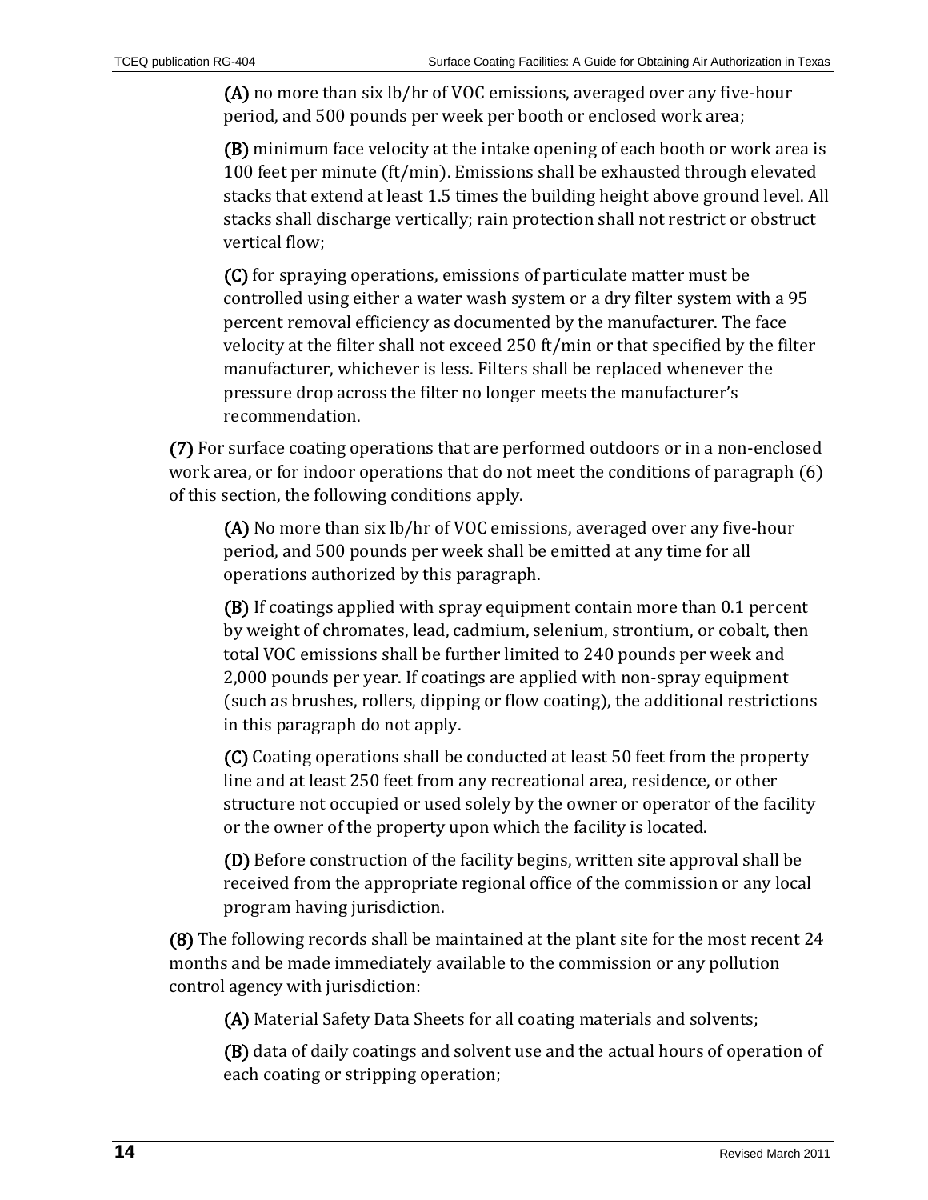**(A)** no more than six lb/hr of VOC emissions, averaged over any five-hour period, and 500 pounds per week per booth or enclosed work area;

**(B)** minimum face velocity at the intake opening of each booth or work area is 100 feet per minute (ft/min). Emissions shall be exhausted through elevated stacks that extend at least 1.5 times the building height above ground level. All stacks shall discharge vertically; rain protection shall not restrict or obstruct vertical flow;

**(C)** for spraying operations, emissions of particulate matter must be controlled using either a water wash system or a dry filter system with a 95 percent removal efficiency as documented by the manufacturer. The face velocity at the filter shall not exceed 250 ft/min or that specified by the filter manufacturer, whichever is less. Filters shall be replaced whenever the pressure drop across the filter no longer meets the manufacturer's recommendation.

**(7)** For surface coating operations that are performed outdoors or in a non-enclosed work area, or for indoor operations that do not meet the conditions of paragraph (6) of this section, the following conditions apply.

**(A)** No more than six lb/hr of VOC emissions, averaged over any five-hour period, and 500 pounds per week shall be emitted at any time for all operations authorized by this paragraph.

**(B)** If coatings applied with spray equipment contain more than 0.1 percent by weight of chromates, lead, cadmium, selenium, strontium, or cobalt, then total VOC emissions shall be further limited to 240 pounds per week and 2,000 pounds per year. If coatings are applied with non-spray equipment (such as brushes, rollers, dipping or flow coating), the additional restrictions in this paragraph do not apply.

**(C)** Coating operations shall be conducted at least 50 feet from the property line and at least 250 feet from any recreational area, residence, or other structure not occupied or used solely by the owner or operator of the facility or the owner of the property upon which the facility is located.

**(D)** Before construction of the facility begins, written site approval shall be received from the appropriate regional office of the commission or any local program having jurisdiction.

**(8)** The following records shall be maintained at the plant site for the most recent 24 months and be made immediately available to the commission or any pollution control agency with jurisdiction:

**(A)** Material Safety Data Sheets for all coating materials and solvents;

**(B)** data of daily coatings and solvent use and the actual hours of operation of each coating or stripping operation;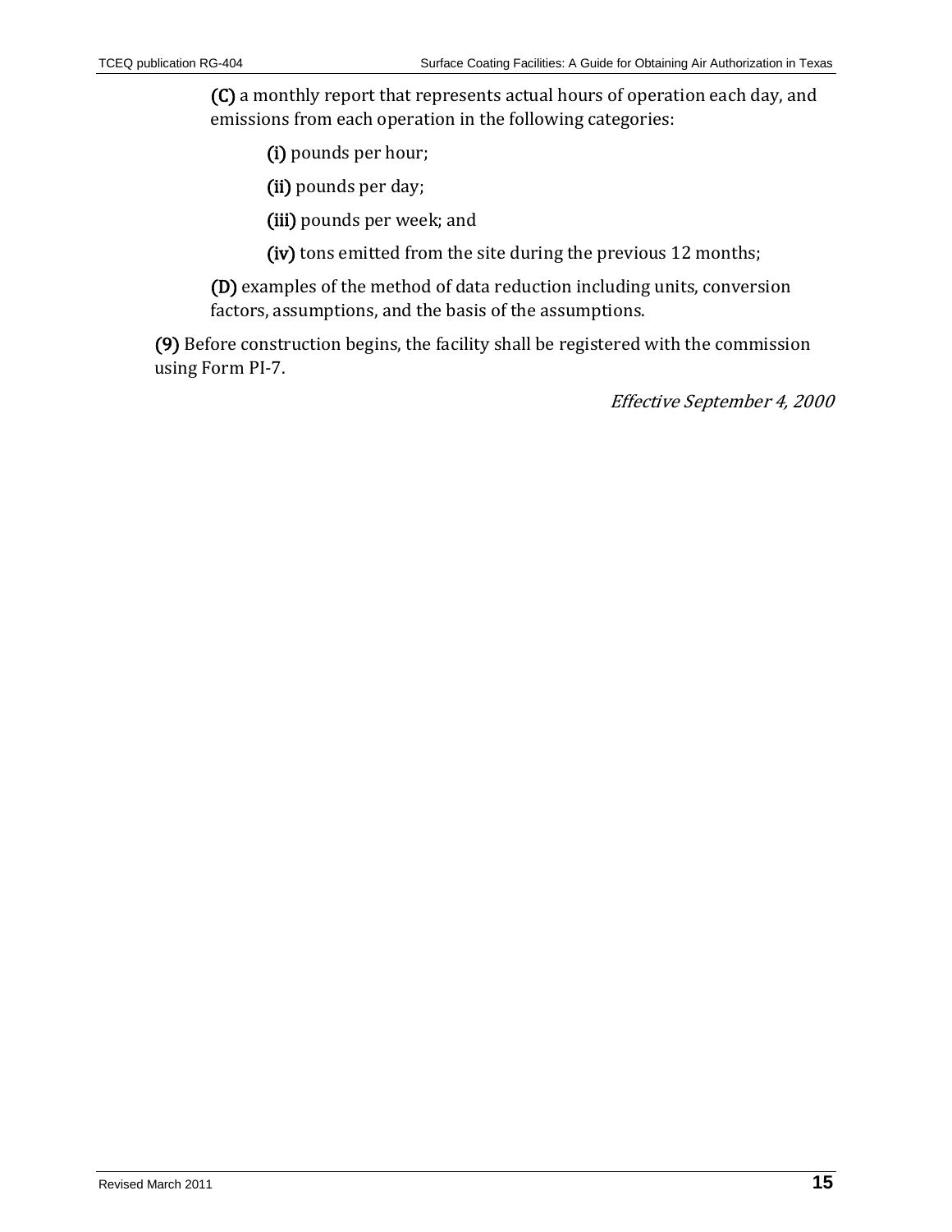**(C)** a monthly report that represents actual hours of operation each day, and emissions from each operation in the following categories:

**(i)** pounds per hour;

**(ii)** pounds per day;

**(iii)** pounds per week; and

**(iv)** tons emitted from the site during the previous 12 months;

**(D)** examples of the method of data reduction including units, conversion factors, assumptions, and the basis of the assumptions.

**(9)** Before construction begins, the facility shall be registered with the commission using Form PI-7.

*Effective September 4, 2000*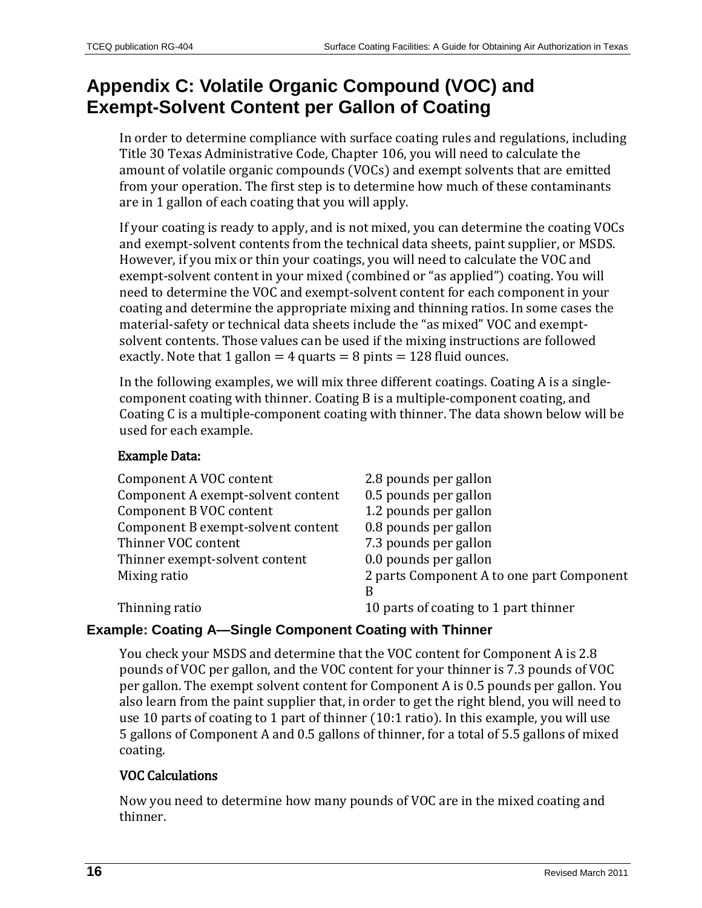# Appendix C: Volatile Organic Compound (VOC) and Exempt-Solvent Content per Gallon of Coating

In order to determine compliance with surface coating rules and regulations, including Title 30 Texas Administrative Code, Chapter 106, you will need to calculate the amount of volatile organic compounds (VOCs) and exempt solvents that are emitted from your operation. The first step is to determine how much of these contaminants are in 1 gallon of each coating that you will apply.

If your coating is ready to apply, and is not mixed, you can determine the coating VOCs and exempt-solvent contents from the technical data sheets, paint supplier, or MSDS. However, if you mix or thin your coatings, you will need to calculate the VOC and exempt-solvent content in your mixed (combined or "as applied") coating. You will need to determine the VOC and exempt-solvent content for each component in your coating and determine the appropriate mixing and thinning ratios. In some cases the material-safety or technical data sheets include the "as mixed" VOC and exempt-solvent contents. Those values can be used if the mixing instructions are followed exactly. Note that 1 gallon = 4 quarts = 8 pints = 128 fluid ounces.

In the following examples, we will mix three different coatings. Coating A is a single-component coating with thinner. Coating B is a multiple-component coating, and Coating C is a multiple-component coating with thinner. The data shown below will be used for each example.

### Example Data:

| | |
|---|---|
| Component A VOC content | 2.8 pounds per gallon |
| Component A exempt-solvent content | 0.5 pounds per gallon |
| Component B VOC content | 1.2 pounds per gallon |
| Component B exempt-solvent content | 0.8 pounds per gallon |
| Thinner VOC content | 7.3 pounds per gallon |
| Thinner exempt-solvent content | 0.0 pounds per gallon |
| Mixing ratio | 2 parts Component A to one part Component B |
| Thinning ratio | 10 parts of coating to 1 part thinner |

## Example: Coating A—Single Component Coating with Thinner

You check your MSDS and determine that the VOC content for Component A is 2.8 pounds of VOC per gallon, and the VOC content for your thinner is 7.3 pounds of VOC per gallon. The exempt solvent content for Component A is 0.5 pounds per gallon. You also learn from the paint supplier that, in order to get the right blend, you will need to use 10 parts of coating to 1 part of thinner (10:1 ratio). In this example, you will use 5 gallons of Component A and 0.5 gallons of thinner, for a total of 5.5 gallons of mixed coating.

### VOC Calculations

Now you need to determine how many pounds of VOC are in the mixed coating and thinner.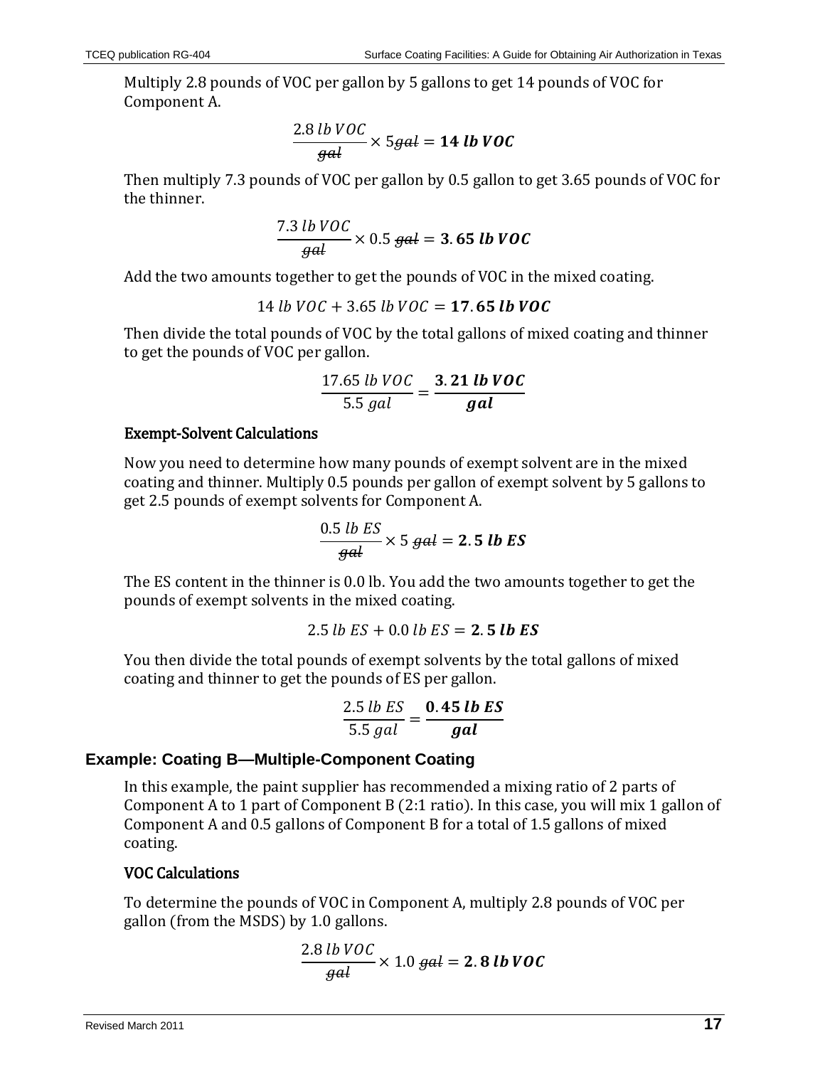Multiply 2.8 pounds of VOC per gallon by 5 gallons to get 14 pounds of VOC for Component A.

$$\frac{2.8\ lb\ VOC}{\cancel{gal}} \times 5\cancel{gal} = \mathbf{14\ lb\ VOC}$$

Then multiply 7.3 pounds of VOC per gallon by 0.5 gallon to get 3.65 pounds of VOC for the thinner.

$$\frac{7.3\ lb\ VOC}{\cancel{gal}} \times 0.5\ \cancel{gal} = \mathbf{3.65\ lb\ VOC}$$

Add the two amounts together to get the pounds of VOC in the mixed coating.

$$14\ lb\ VOC + 3.65\ lb\ VOC = \mathbf{17.65\ lb\ VOC}$$

Then divide the total pounds of VOC by the total gallons of mixed coating and thinner to get the pounds of VOC per gallon.

$$\frac{17.65\ lb\ VOC}{5.5\ gal} = \frac{\mathbf{3.21\ lb\ VOC}}{\mathbf{gal}}$$

### Exempt-Solvent Calculations

Now you need to determine how many pounds of exempt solvent are in the mixed coating and thinner. Multiply 0.5 pounds per gallon of exempt solvent by 5 gallons to get 2.5 pounds of exempt solvents for Component A.

$$\frac{0.5\ lb\ ES}{\cancel{gal}} \times 5\ \cancel{gal} = \mathbf{2.5\ lb\ ES}$$

The ES content in the thinner is 0.0 lb. You add the two amounts together to get the pounds of exempt solvents in the mixed coating.

$$2.5\ lb\ ES + 0.0\ lb\ ES = \mathbf{2.5\ lb\ ES}$$

You then divide the total pounds of exempt solvents by the total gallons of mixed coating and thinner to get the pounds of ES per gallon.

$$\frac{2.5\ lb\ ES}{5.5\ gal} = \frac{\mathbf{0.45\ lb\ ES}}{\mathbf{gal}}$$

## Example: Coating B—Multiple-Component Coating

In this example, the paint supplier has recommended a mixing ratio of 2 parts of Component A to 1 part of Component B (2:1 ratio). In this case, you will mix 1 gallon of Component A and 0.5 gallons of Component B for a total of 1.5 gallons of mixed coating.

### VOC Calculations

To determine the pounds of VOC in Component A, multiply 2.8 pounds of VOC per gallon (from the MSDS) by 1.0 gallons.

$$\frac{2.8\ lb\ VOC}{\cancel{gal}} \times 1.0\ \cancel{gal} = \mathbf{2.8\ lb\ VOC}$$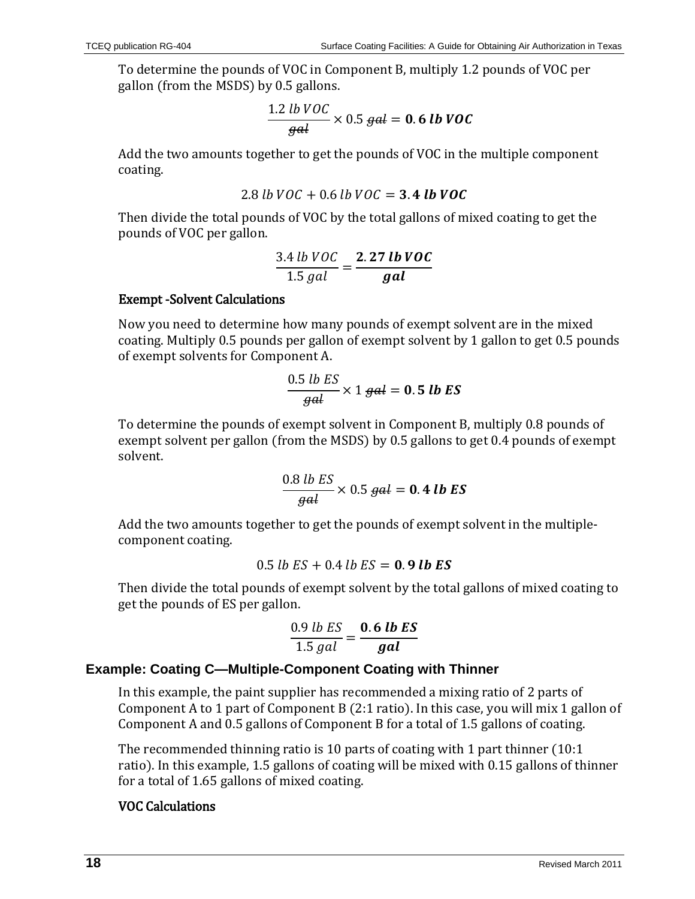To determine the pounds of VOC in Component B, multiply 1.2 pounds of VOC per gallon (from the MSDS) by 0.5 gallons.

$$\frac{1.2\ lb\ VOC}{\cancel{gal}} \times 0.5\ \cancel{gal} = \mathbf{0.6\ lb\ VOC}$$

Add the two amounts together to get the pounds of VOC in the multiple component coating.

$$2.8\ lb\ VOC + 0.6\ lb\ VOC = \mathbf{3.4\ lb\ VOC}$$

Then divide the total pounds of VOC by the total gallons of mixed coating to get the pounds of VOC per gallon.

$$\frac{3.4\ lb\ VOC}{1.5\ gal} = \frac{\mathbf{2.27\ lb\ VOC}}{\mathbf{gal}}$$

### Exempt -Solvent Calculations

Now you need to determine how many pounds of exempt solvent are in the mixed coating. Multiply 0.5 pounds per gallon of exempt solvent by 1 gallon to get 0.5 pounds of exempt solvents for Component A.

$$\frac{0.5\ lb\ ES}{\cancel{gal}} \times 1\ \cancel{gal} = \mathbf{0.5\ lb\ ES}$$

To determine the pounds of exempt solvent in Component B, multiply 0.8 pounds of exempt solvent per gallon (from the MSDS) by 0.5 gallons to get 0.4 pounds of exempt solvent.

$$\frac{0.8\ lb\ ES}{\cancel{gal}} \times 0.5\ \cancel{gal} = \mathbf{0.4\ lb\ ES}$$

Add the two amounts together to get the pounds of exempt solvent in the multiple-component coating.

$$0.5\ lb\ ES + 0.4\ lb\ ES = \mathbf{0.9\ lb\ ES}$$

Then divide the total pounds of exempt solvent by the total gallons of mixed coating to get the pounds of ES per gallon.

$$\frac{0.9\ lb\ ES}{1.5\ gal} = \frac{\mathbf{0.6\ lb\ ES}}{\mathbf{gal}}$$

## Example: Coating C—Multiple-Component Coating with Thinner

In this example, the paint supplier has recommended a mixing ratio of 2 parts of Component A to 1 part of Component B (2:1 ratio). In this case, you will mix 1 gallon of Component A and 0.5 gallons of Component B for a total of 1.5 gallons of coating.

The recommended thinning ratio is 10 parts of coating with 1 part thinner (10:1 ratio). In this example, 1.5 gallons of coating will be mixed with 0.15 gallons of thinner for a total of 1.65 gallons of mixed coating.

### VOC Calculations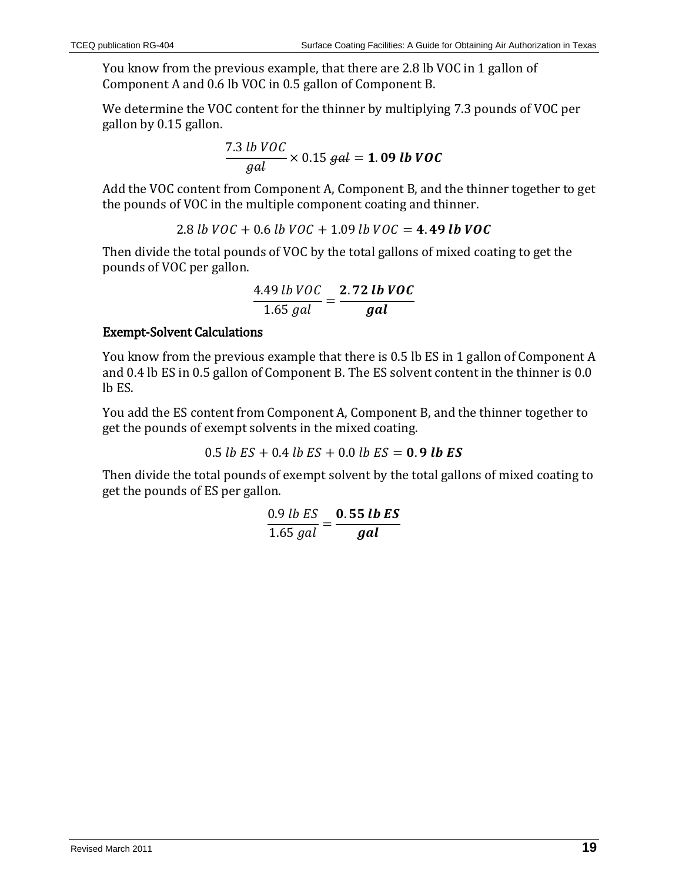You know from the previous example, that there are 2.8 lb VOC in 1 gallon of Component A and 0.6 lb VOC in 0.5 gallon of Component B.

We determine the VOC content for the thinner by multiplying 7.3 pounds of VOC per gallon by 0.15 gallon.

$$\frac{7.3\ lb\ VOC}{\cancel{gal}} \times 0.15\ \cancel{gal} = \mathbf{1.09\ lb\ VOC}$$

Add the VOC content from Component A, Component B, and the thinner together to get the pounds of VOC in the multiple component coating and thinner.

$$2.8\ lb\ VOC + 0.6\ lb\ VOC + 1.09\ lb\ VOC = \mathbf{4.49\ lb\ VOC}$$

Then divide the total pounds of VOC by the total gallons of mixed coating to get the pounds of VOC per gallon.

$$\frac{4.49\ lb\ VOC}{1.65\ gal} = \frac{\mathbf{2.72\ lb\ VOC}}{\mathbf{gal}}$$

### Exempt-Solvent Calculations

You know from the previous example that there is 0.5 lb ES in 1 gallon of Component A and 0.4 lb ES in 0.5 gallon of Component B. The ES solvent content in the thinner is 0.0 lb ES.

You add the ES content from Component A, Component B, and the thinner together to get the pounds of exempt solvents in the mixed coating.

$$0.5\ lb\ ES + 0.4\ lb\ ES + 0.0\ lb\ ES = \mathbf{0.9\ lb\ ES}$$

Then divide the total pounds of exempt solvent by the total gallons of mixed coating to get the pounds of ES per gallon.

$$\frac{0.9\ lb\ ES}{1.65\ gal} = \frac{\mathbf{0.55\ lb\ ES}}{\mathbf{gal}}$$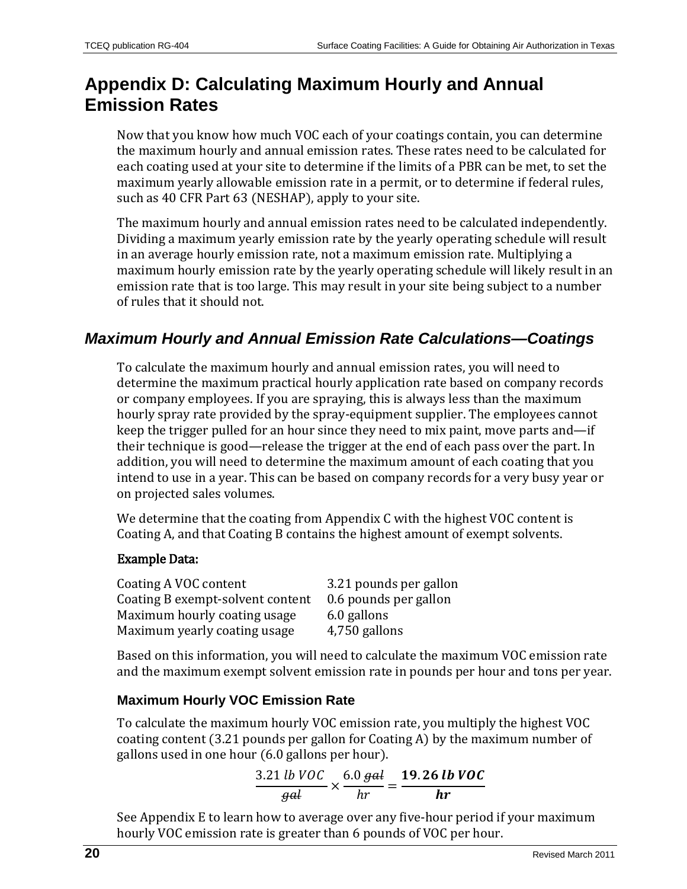# Appendix D: Calculating Maximum Hourly and Annual Emission Rates

Now that you know how much VOC each of your coatings contain, you can determine the maximum hourly and annual emission rates. These rates need to be calculated for each coating used at your site to determine if the limits of a PBR can be met, to set the maximum yearly allowable emission rate in a permit, or to determine if federal rules, such as 40 CFR Part 63 (NESHAP), apply to your site.

The maximum hourly and annual emission rates need to be calculated independently. Dividing a maximum yearly emission rate by the yearly operating schedule will result in an average hourly emission rate, not a maximum emission rate. Multiplying a maximum hourly emission rate by the yearly operating schedule will likely result in an emission rate that is too large. This may result in your site being subject to a number of rules that it should not.

## *Maximum Hourly and Annual Emission Rate Calculations—Coatings*

To calculate the maximum hourly and annual emission rates, you will need to determine the maximum practical hourly application rate based on company records or company employees. If you are spraying, this is always less than the maximum hourly spray rate provided by the spray-equipment supplier. The employees cannot keep the trigger pulled for an hour since they need to mix paint, move parts and—if their technique is good—release the trigger at the end of each pass over the part. In addition, you will need to determine the maximum amount of each coating that you intend to use in a year. This can be based on company records for a very busy year or on projected sales volumes.

We determine that the coating from Appendix C with the highest VOC content is Coating A, and that Coating B contains the highest amount of exempt solvents.

**Example Data:**

| | |
|---|---|
| Coating A VOC content | 3.21 pounds per gallon |
| Coating B exempt-solvent content | 0.6 pounds per gallon |
| Maximum hourly coating usage | 6.0 gallons |
| Maximum yearly coating usage | 4,750 gallons |

Based on this information, you will need to calculate the maximum VOC emission rate and the maximum exempt solvent emission rate in pounds per hour and tons per year.

### Maximum Hourly VOC Emission Rate

To calculate the maximum hourly VOC emission rate, you multiply the highest VOC coating content (3.21 pounds per gallon for Coating A) by the maximum number of gallons used in one hour (6.0 gallons per hour).

$$\frac{3.21\ lb\ VOC}{\cancel{gal}} \times \frac{6.0\ \cancel{gal}}{hr} = \frac{\mathbf{19.26\ lb\ VOC}}{\mathbf{hr}}$$

See Appendix E to learn how to average over any five-hour period if your maximum hourly VOC emission rate is greater than 6 pounds of VOC per hour.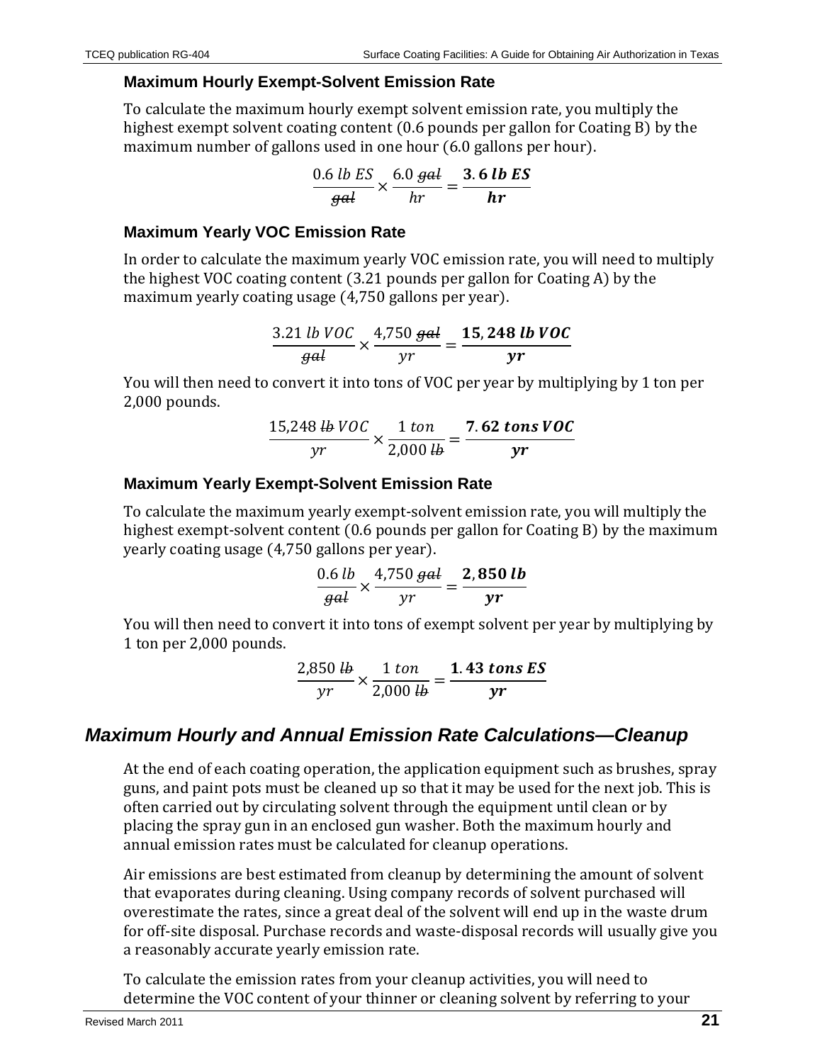### Maximum Hourly Exempt-Solvent Emission Rate

To calculate the maximum hourly exempt solvent emission rate, you multiply the highest exempt solvent coating content (0.6 pounds per gallon for Coating B) by the maximum number of gallons used in one hour (6.0 gallons per hour).

$$\frac{0.6\ lb\ ES}{\cancel{gal}} \times \frac{6.0\ \cancel{gal}}{hr} = \frac{\mathbf{3.6\ lb\ ES}}{\mathbf{hr}}$$

### Maximum Yearly VOC Emission Rate

In order to calculate the maximum yearly VOC emission rate, you will need to multiply the highest VOC coating content (3.21 pounds per gallon for Coating A) by the maximum yearly coating usage (4,750 gallons per year).

$$\frac{3.21\ lb\ VOC}{\cancel{gal}} \times \frac{4{,}750\ \cancel{gal}}{yr} = \frac{\mathbf{15{,}248\ lb\ VOC}}{\mathbf{yr}}$$

You will then need to convert it into tons of VOC per year by multiplying by 1 ton per 2,000 pounds.

$$\frac{15{,}248\ \cancel{lb}\ VOC}{yr} \times \frac{1\ ton}{2{,}000\ \cancel{lb}} = \frac{\mathbf{7.62\ tons\ VOC}}{\mathbf{yr}}$$

### Maximum Yearly Exempt-Solvent Emission Rate

To calculate the maximum yearly exempt-solvent emission rate, you will multiply the highest exempt-solvent content (0.6 pounds per gallon for Coating B) by the maximum yearly coating usage (4,750 gallons per year).

$$\frac{0.6\ lb}{\cancel{gal}} \times \frac{4{,}750\ \cancel{gal}}{yr} = \frac{\mathbf{2{,}850\ lb}}{\mathbf{yr}}$$

You will then need to convert it into tons of exempt solvent per year by multiplying by 1 ton per 2,000 pounds.

$$\frac{2{,}850\ \cancel{lb}}{yr} \times \frac{1\ ton}{2{,}000\ \cancel{lb}} = \frac{\mathbf{1.43\ tons\ ES}}{\mathbf{yr}}$$

## *Maximum Hourly and Annual Emission Rate Calculations—Cleanup*

At the end of each coating operation, the application equipment such as brushes, spray guns, and paint pots must be cleaned up so that it may be used for the next job. This is often carried out by circulating solvent through the equipment until clean or by placing the spray gun in an enclosed gun washer. Both the maximum hourly and annual emission rates must be calculated for cleanup operations.

Air emissions are best estimated from cleanup by determining the amount of solvent that evaporates during cleaning. Using company records of solvent purchased will overestimate the rates, since a great deal of the solvent will end up in the waste drum for off-site disposal. Purchase records and waste-disposal records will usually give you a reasonably accurate yearly emission rate.

To calculate the emission rates from your cleanup activities, you will need to determine the VOC content of your thinner or cleaning solvent by referring to your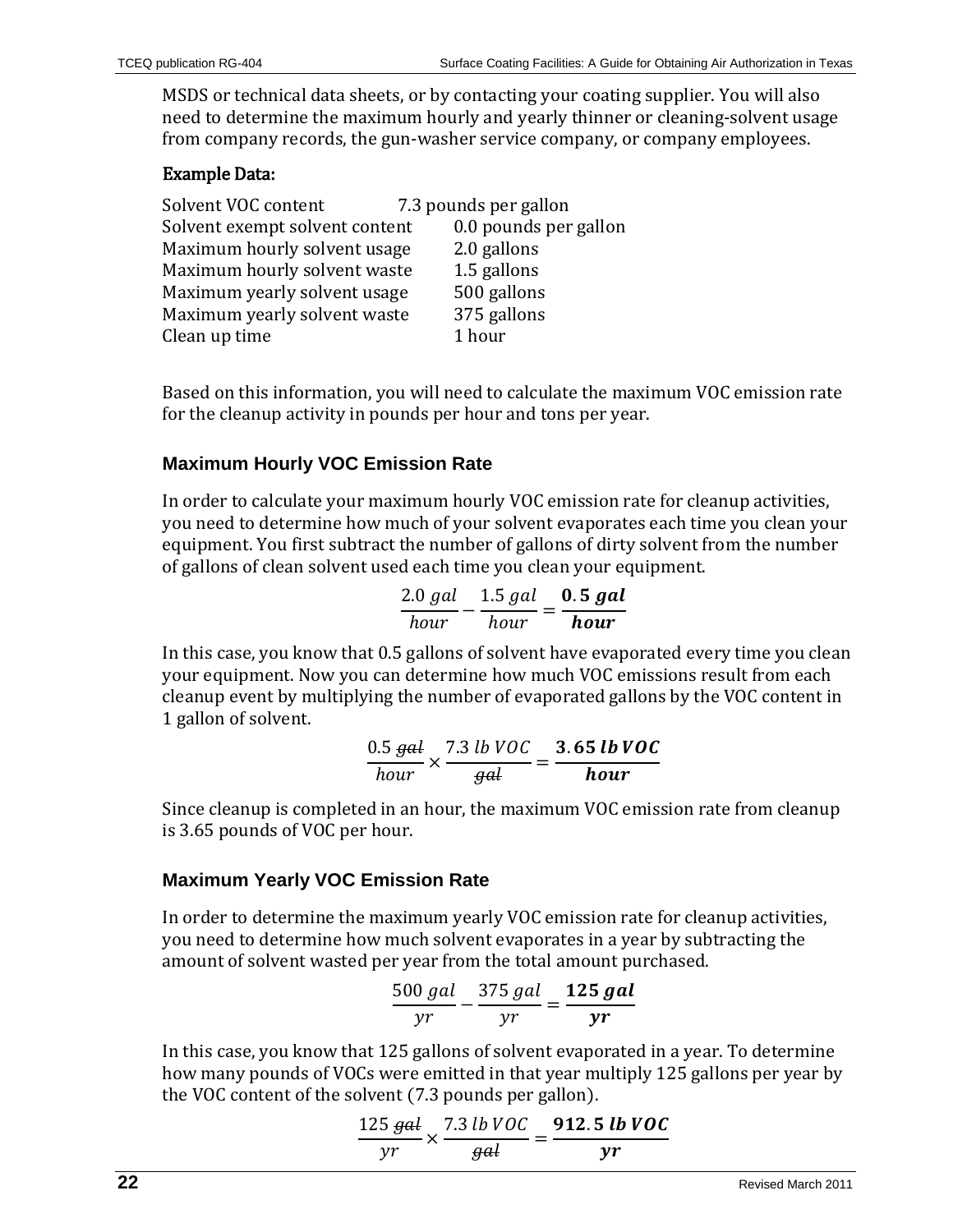MSDS or technical data sheets, or by contacting your coating supplier. You will also need to determine the maximum hourly and yearly thinner or cleaning-solvent usage from company records, the gun-washer service company, or company employees.

#### Example Data:

| | |
|---|---|
| Solvent VOC content | 7.3 pounds per gallon |
| Solvent exempt solvent content | 0.0 pounds per gallon |
| Maximum hourly solvent usage | 2.0 gallons |
| Maximum hourly solvent waste | 1.5 gallons |
| Maximum yearly solvent usage | 500 gallons |
| Maximum yearly solvent waste | 375 gallons |
| Clean up time | 1 hour |

Based on this information, you will need to calculate the maximum VOC emission rate for the cleanup activity in pounds per hour and tons per year.

### Maximum Hourly VOC Emission Rate

In order to calculate your maximum hourly VOC emission rate for cleanup activities, you need to determine how much of your solvent evaporates each time you clean your equipment. You first subtract the number of gallons of dirty solvent from the number of gallons of clean solvent used each time you clean your equipment.

$$\frac{2.0\ gal}{hour} - \frac{1.5\ gal}{hour} = \frac{\mathbf{0.5\ gal}}{\mathbf{hour}}$$

In this case, you know that 0.5 gallons of solvent have evaporated every time you clean your equipment. Now you can determine how much VOC emissions result from each cleanup event by multiplying the number of evaporated gallons by the VOC content in 1 gallon of solvent.

$$\frac{0.5\ \cancel{gal}}{hour} \times \frac{7.3\ lb\ VOC}{\cancel{gal}} = \frac{\mathbf{3.65\ lb\ VOC}}{\mathbf{hour}}$$

Since cleanup is completed in an hour, the maximum VOC emission rate from cleanup is 3.65 pounds of VOC per hour.

### Maximum Yearly VOC Emission Rate

In order to determine the maximum yearly VOC emission rate for cleanup activities, you need to determine how much solvent evaporates in a year by subtracting the amount of solvent wasted per year from the total amount purchased.

$$\frac{500\ gal}{yr} - \frac{375\ gal}{yr} = \frac{\mathbf{125\ gal}}{\mathbf{yr}}$$

In this case, you know that 125 gallons of solvent evaporated in a year. To determine how many pounds of VOCs were emitted in that year multiply 125 gallons per year by the VOC content of the solvent (7.3 pounds per gallon).

$$\frac{125\ \cancel{gal}}{yr} \times \frac{7.3\ lb\ VOC}{\cancel{gal}} = \frac{\mathbf{912.5\ lb\ VOC}}{\mathbf{yr}}$$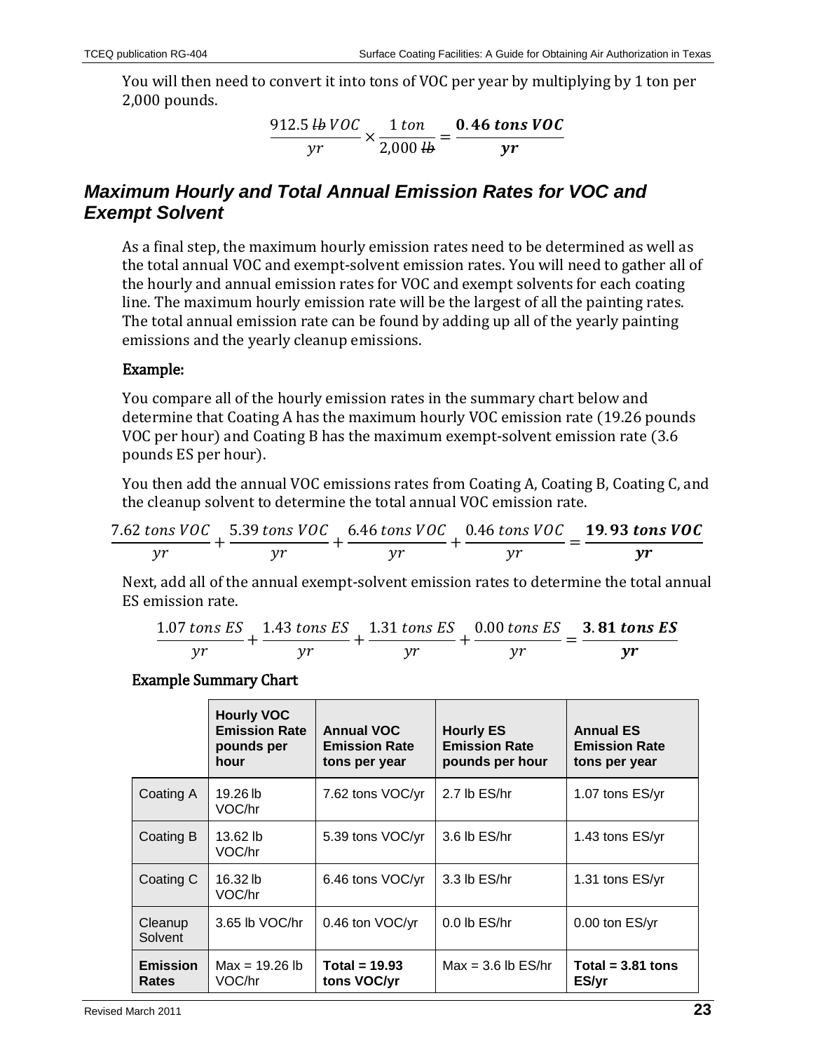You will then need to convert it into tons of VOC per year by multiplying by 1 ton per 2,000 pounds.

$$\frac{912.5\ \cancel{lb}\ VOC}{yr} \times \frac{1\ ton}{2{,}000\ \cancel{lb}} = \frac{\mathbf{0.46\ tons\ VOC}}{\mathbf{yr}}$$

## Maximum Hourly and Total Annual Emission Rates for VOC and Exempt Solvent

As a final step, the maximum hourly emission rates need to be determined as well as the total annual VOC and exempt-solvent emission rates. You will need to gather all of the hourly and annual emission rates for VOC and exempt solvents for each coating line. The maximum hourly emission rate will be the largest of all the painting rates. The total annual emission rate can be found by adding up all of the yearly painting emissions and the yearly cleanup emissions.

**Example:**

You compare all of the hourly emission rates in the summary chart below and determine that Coating A has the maximum hourly VOC emission rate (19.26 pounds VOC per hour) and Coating B has the maximum exempt-solvent emission rate (3.6 pounds ES per hour).

You then add the annual VOC emissions rates from Coating A, Coating B, Coating C, and the cleanup solvent to determine the total annual VOC emission rate.

$$\frac{7.62\ tons\ VOC}{yr} + \frac{5.39\ tons\ VOC}{yr} + \frac{6.46\ tons\ VOC}{yr} + \frac{0.46\ tons\ VOC}{yr} = \frac{\mathbf{19.93\ tons\ VOC}}{\mathbf{yr}}$$

Next, add all of the annual exempt-solvent emission rates to determine the total annual ES emission rate.

$$\frac{1.07\ tons\ ES}{yr} + \frac{1.43\ tons\ ES}{yr} + \frac{1.31\ tons\ ES}{yr} + \frac{0.00\ tons\ ES}{yr} = \frac{\mathbf{3.81\ tons\ ES}}{\mathbf{yr}}$$

**Example Summary Chart**

| | Hourly VOC Emission Rate pounds per hour | Annual VOC Emission Rate tons per year | Hourly ES Emission Rate pounds per hour | Annual ES Emission Rate tons per year |
|---|---|---|---|---|
| Coating A | 19.26 lb VOC/hr | 7.62 tons VOC/yr | 2.7 lb ES/hr | 1.07 tons ES/yr |
| Coating B | 13.62 lb VOC/hr | 5.39 tons VOC/yr | 3.6 lb ES/hr | 1.43 tons ES/yr |
| Coating C | 16.32 lb VOC/hr | 6.46 tons VOC/yr | 3.3 lb ES/hr | 1.31 tons ES/yr |
| Cleanup Solvent | 3.65 lb VOC/hr | 0.46 ton VOC/yr | 0.0 lb ES/hr | 0.00 ton ES/yr |
| **Emission Rates** | Max = 19.26 lb VOC/hr | **Total = 19.93 tons VOC/yr** | Max = 3.6 lb ES/hr | **Total = 3.81 tons ES/yr** |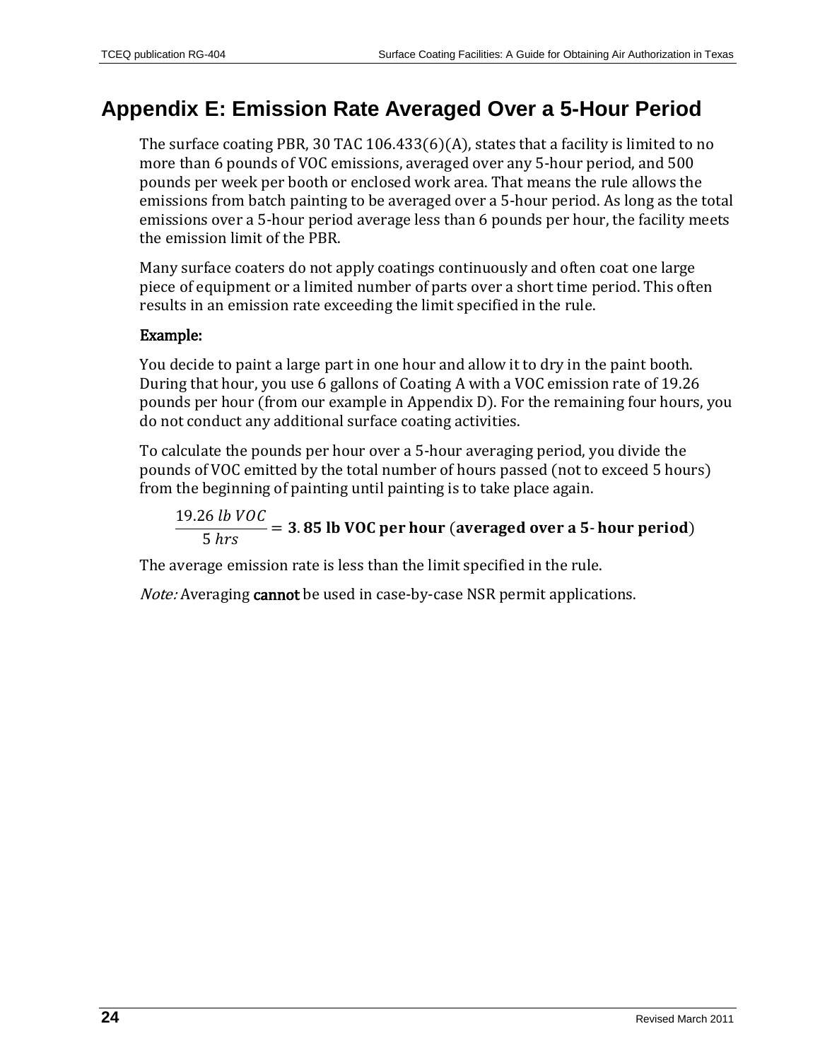# Appendix E: Emission Rate Averaged Over a 5-Hour Period

The surface coating PBR, 30 TAC 106.433(6)(A), states that a facility is limited to no more than 6 pounds of VOC emissions, averaged over any 5-hour period, and 500 pounds per week per booth or enclosed work area. That means the rule allows the emissions from batch painting to be averaged over a 5-hour period. As long as the total emissions over a 5-hour period average less than 6 pounds per hour, the facility meets the emission limit of the PBR.

Many surface coaters do not apply coatings continuously and often coat one large piece of equipment or a limited number of parts over a short time period. This often results in an emission rate exceeding the limit specified in the rule.

**Example:**

You decide to paint a large part in one hour and allow it to dry in the paint booth. During that hour, you use 6 gallons of Coating A with a VOC emission rate of 19.26 pounds per hour (from our example in Appendix D). For the remaining four hours, you do not conduct any additional surface coating activities.

To calculate the pounds per hour over a 5-hour averaging period, you divide the pounds of VOC emitted by the total number of hours passed (not to exceed 5 hours) from the beginning of painting until painting is to take place again.

$$\frac{19.26\ lb\ VOC}{5\ hrs} = \mathbf{3.85\ lb\ VOC\ per\ hour\ (averaged\ over\ a\ 5\text{-}\ hour\ period)}$$

The average emission rate is less than the limit specified in the rule.

*Note:* Averaging **cannot** be used in case-by-case NSR permit applications.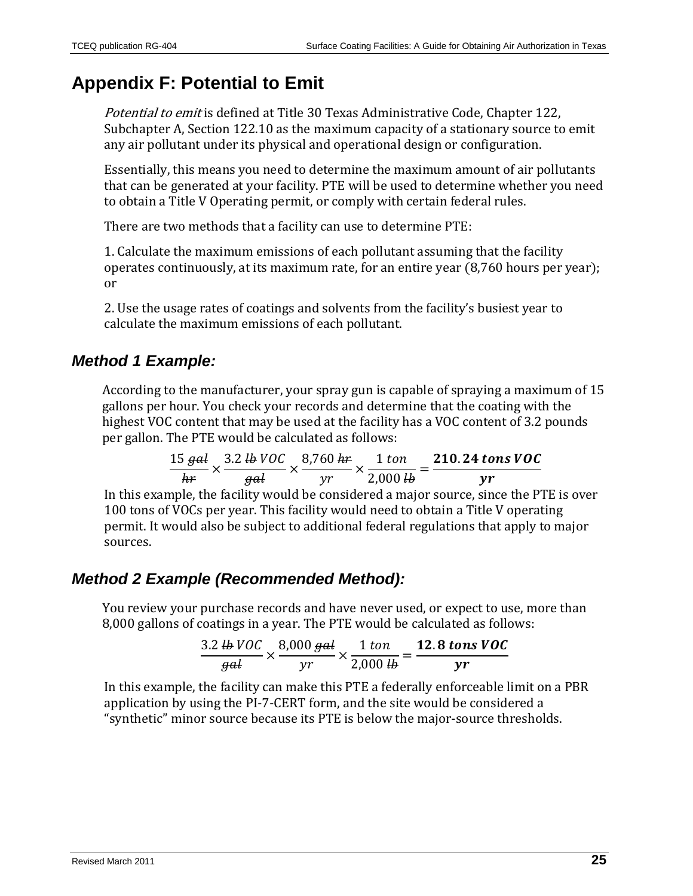## Appendix F: Potential to Emit

*Potential to emit* is defined at Title 30 Texas Administrative Code, Chapter 122, Subchapter A, Section 122.10 as the maximum capacity of a stationary source to emit any air pollutant under its physical and operational design or configuration.

Essentially, this means you need to determine the maximum amount of air pollutants that can be generated at your facility. PTE will be used to determine whether you need to obtain a Title V Operating permit, or comply with certain federal rules.

There are two methods that a facility can use to determine PTE:

1. Calculate the maximum emissions of each pollutant assuming that the facility operates continuously, at its maximum rate, for an entire year (8,760 hours per year); or

2. Use the usage rates of coatings and solvents from the facility's busiest year to calculate the maximum emissions of each pollutant.

### *Method 1 Example:*

According to the manufacturer, your spray gun is capable of spraying a maximum of 15 gallons per hour. You check your records and determine that the coating with the highest VOC content that may be used at the facility has a VOC content of 3.2 pounds per gallon. The PTE would be calculated as follows:

$$\frac{15\ \cancel{gal}}{\cancel{hr}} \times \frac{3.2\ \cancel{lb}\ VOC}{\cancel{gal}} \times \frac{8{,}760\ \cancel{hr}}{yr} \times \frac{1\ ton}{2{,}000\ \cancel{lb}} = \frac{\mathbf{210.24\ tons\ VOC}}{\mathbf{yr}}$$

In this example, the facility would be considered a major source, since the PTE is over 100 tons of VOCs per year. This facility would need to obtain a Title V operating permit. It would also be subject to additional federal regulations that apply to major sources.

### *Method 2 Example (Recommended Method):*

You review your purchase records and have never used, or expect to use, more than 8,000 gallons of coatings in a year. The PTE would be calculated as follows:

$$\frac{3.2\ \cancel{lb}\ VOC}{\cancel{gal}} \times \frac{8{,}000\ \cancel{gal}}{yr} \times \frac{1\ ton}{2{,}000\ \cancel{lb}} = \frac{\mathbf{12.8\ tons\ VOC}}{\mathbf{yr}}$$

In this example, the facility can make this PTE a federally enforceable limit on a PBR application by using the PI-7-CERT form, and the site would be considered a "synthetic" minor source because its PTE is below the major-source thresholds.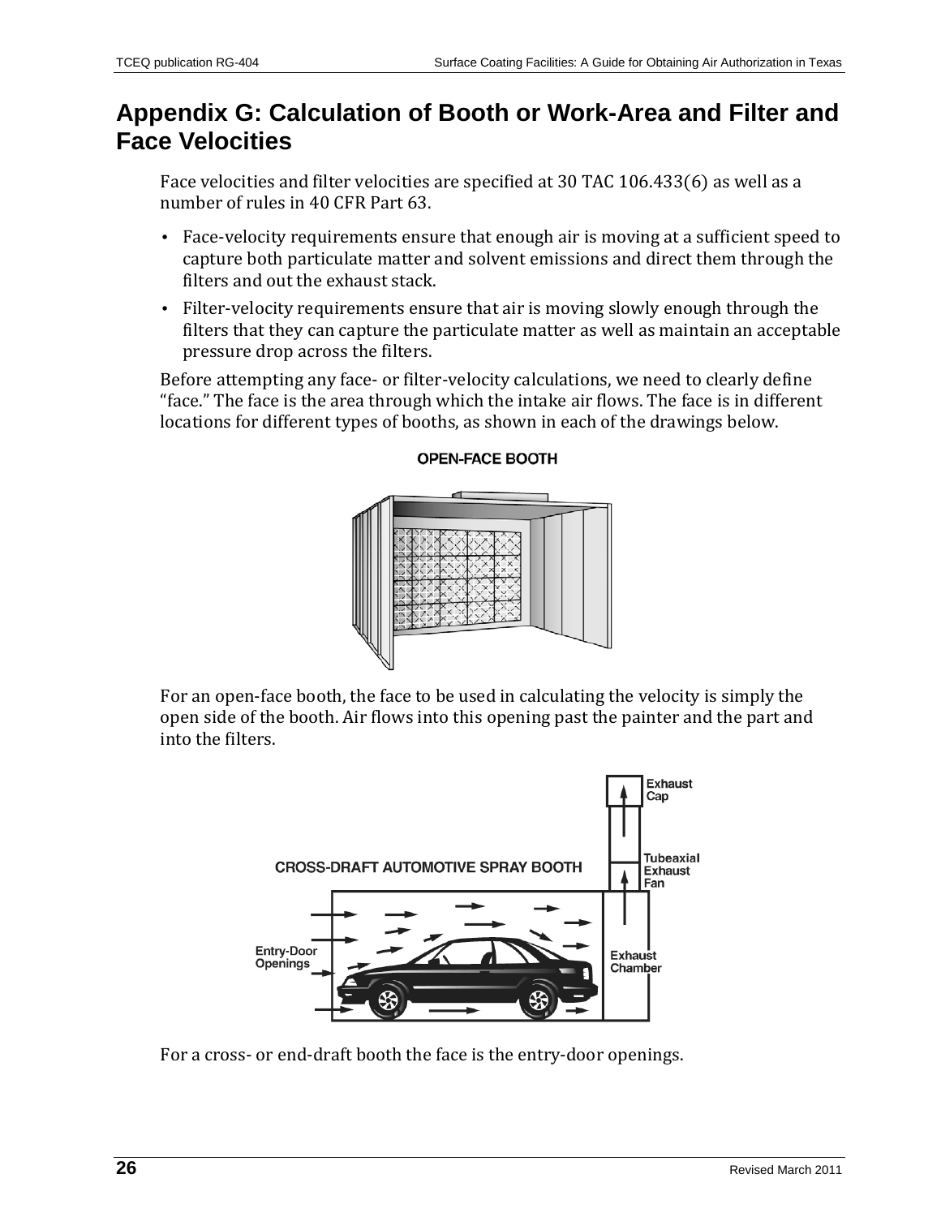## Appendix G: Calculation of Booth or Work-Area and Filter and Face Velocities

Face velocities and filter velocities are specified at 30 TAC 106.433(6) as well as a number of rules in 40 CFR Part 63.

- Face-velocity requirements ensure that enough air is moving at a sufficient speed to capture both particulate matter and solvent emissions and direct them through the filters and out the exhaust stack.
- Filter-velocity requirements ensure that air is moving slowly enough through the filters that they can capture the particulate matter as well as maintain an acceptable pressure drop across the filters.

Before attempting any face- or filter-velocity calculations, we need to clearly define "face." The face is the area through which the intake air flows. The face is in different locations for different types of booths, as shown in each of the drawings below.

OPEN-FACE BOOTH

For an open-face booth, the face to be used in calculating the velocity is simply the open side of the booth. Air flows into this opening past the painter and the part and into the filters.

CROSS-DRAFT AUTOMOTIVE SPRAY BOOTH

Exhaust Cap

Tubeaxial Exhaust Fan

Entry-Door Openings

Exhaust Chamber

For a cross- or end-draft booth the face is the entry-door openings.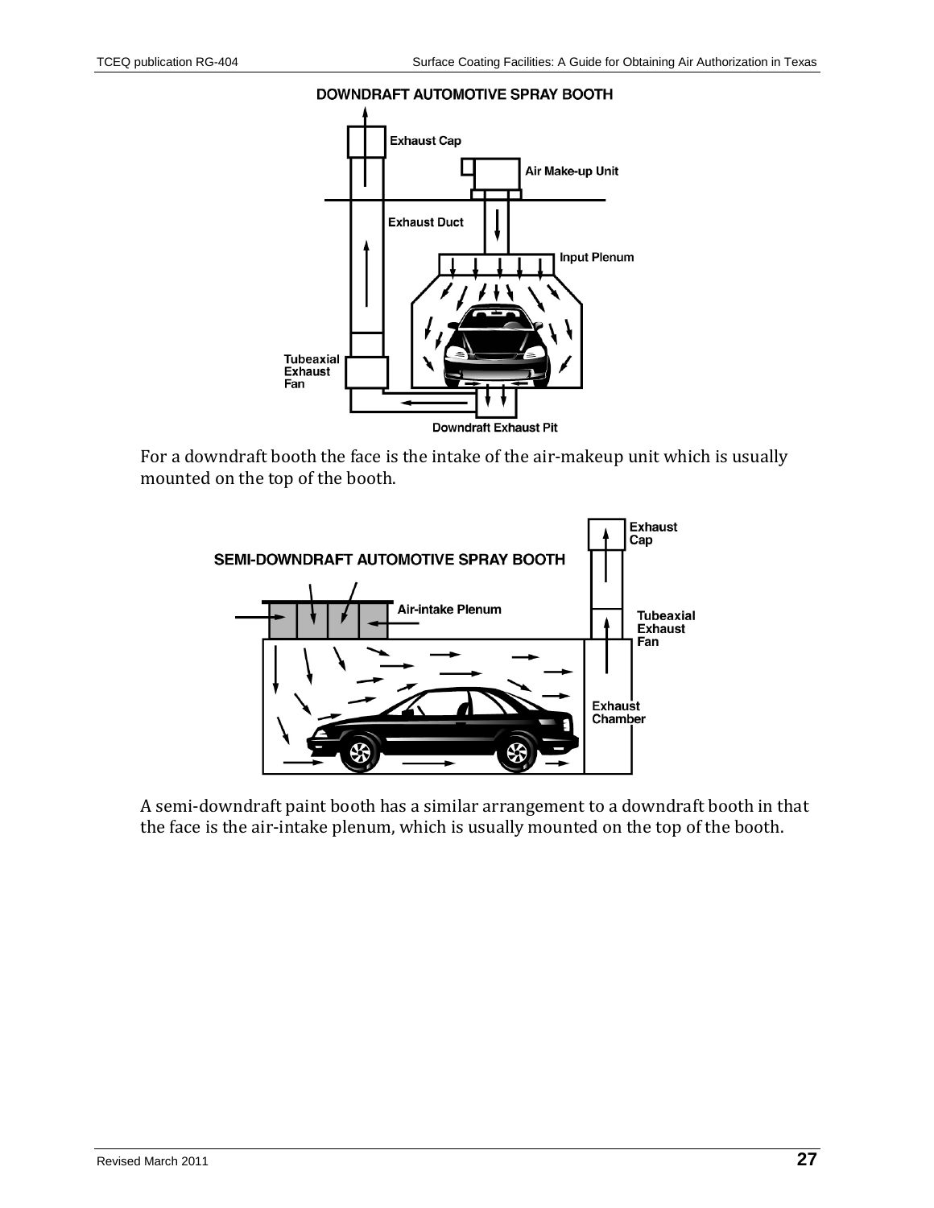DOWNDRAFT AUTOMOTIVE SPRAY BOOTH

Exhaust Cap

Air Make-up Unit

Exhaust Duct

Input Plenum

Tubeaxial Exhaust Fan

Downdraft Exhaust Pit

For a downdraft booth the face is the intake of the air-makeup unit which is usually mounted on the top of the booth.

SEMI-DOWNDRAFT AUTOMOTIVE SPRAY BOOTH

Exhaust Cap

Air-intake Plenum

Tubeaxial Exhaust Fan

Exhaust Chamber

A semi-downdraft paint booth has a similar arrangement to a downdraft booth in that the face is the air-intake plenum, which is usually mounted on the top of the booth.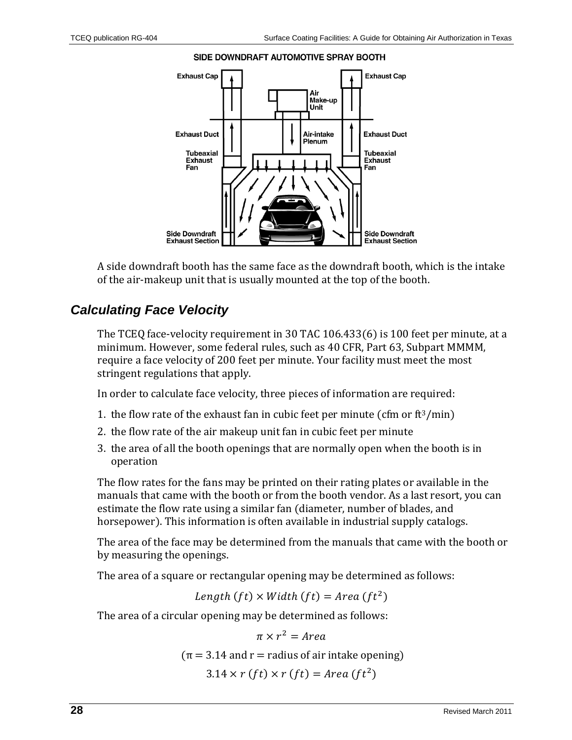SIDE DOWNDRAFT AUTOMOTIVE SPRAY BOOTH

A side downdraft booth has the same face as the downdraft booth, which is the intake of the air-makeup unit that is usually mounted at the top of the booth.

## *Calculating Face Velocity*

The TCEQ face-velocity requirement in 30 TAC 106.433(6) is 100 feet per minute, at a minimum. However, some federal rules, such as 40 CFR, Part 63, Subpart MMMM, require a face velocity of 200 feet per minute. Your facility must meet the most stringent regulations that apply.

In order to calculate face velocity, three pieces of information are required:

1. the flow rate of the exhaust fan in cubic feet per minute (cfm or $ft^3$/min)
2. the flow rate of the air makeup unit fan in cubic feet per minute
3. the area of all the booth openings that are normally open when the booth is in operation

The flow rates for the fans may be printed on their rating plates or available in the manuals that came with the booth or from the booth vendor. As a last resort, you can estimate the flow rate using a similar fan (diameter, number of blades, and horsepower). This information is often available in industrial supply catalogs.

The area of the face may be determined from the manuals that came with the booth or by measuring the openings.

The area of a square or rectangular opening may be determined as follows:

$$Length\ (ft) \times Width\ (ft) = Area\ (ft^2)$$

The area of a circular opening may be determined as follows:

$$\pi \times r^2 = Area$$

($\pi$ = 3.14 and r = radius of air intake opening)

$$3.14 \times r\ (ft) \times r\ (ft) = Area\ (ft^2)$$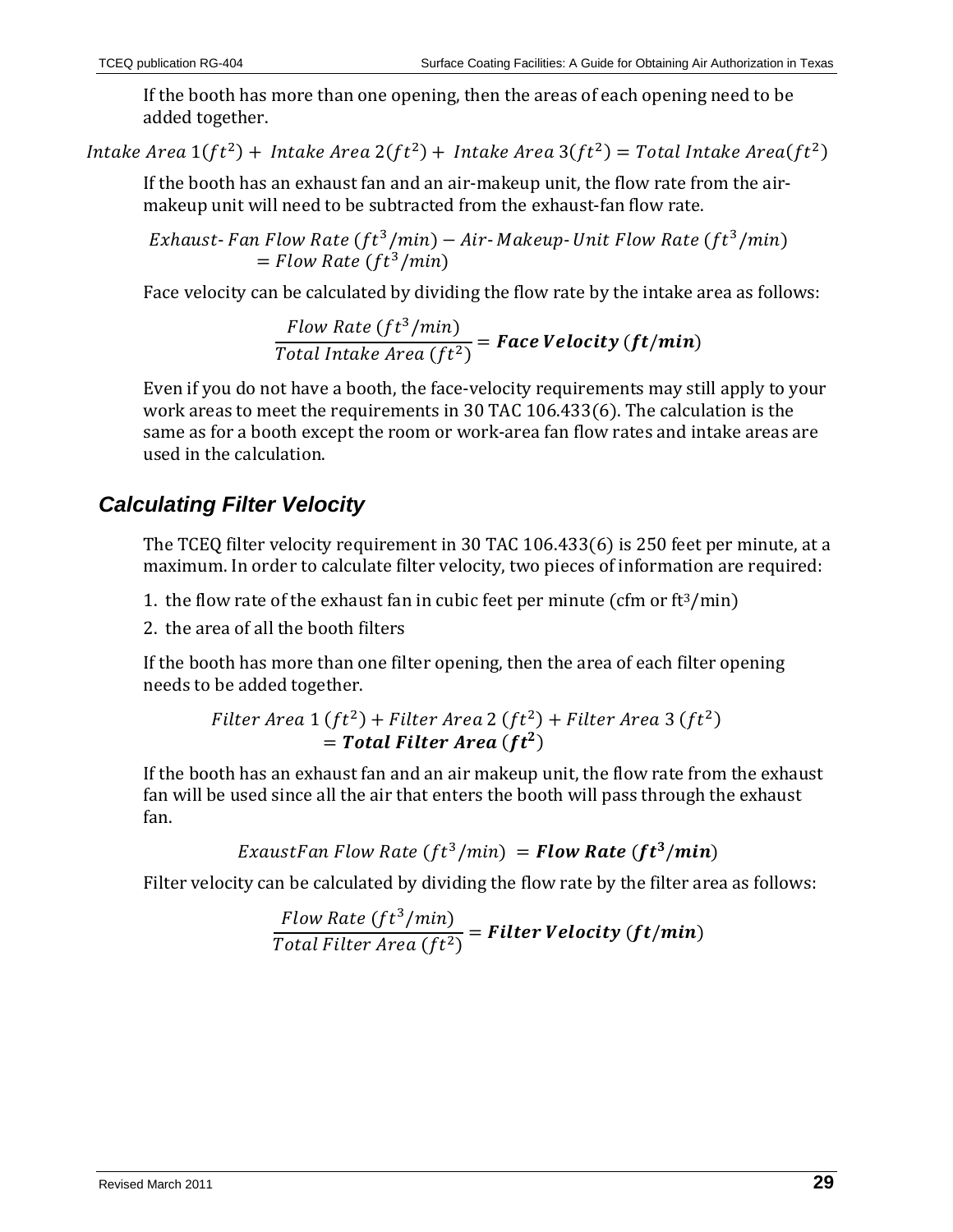If the booth has more than one opening, then the areas of each opening need to be added together.

$$Intake\ Area\ 1(ft^2) +\ Intake\ Area\ 2(ft^2) +\ Intake\ Area\ 3(ft^2) = Total\ Intake\ Area(ft^2)$$

If the booth has an exhaust fan and an air-makeup unit, the flow rate from the air-makeup unit will need to be subtracted from the exhaust-fan flow rate.

$$Exhaust\text{-}\ Fan\ Flow\ Rate\ (ft^3/min) - Air\text{-}\ Makeup\text{-}\ Unit\ Flow\ Rate\ (ft^3/min) = Flow\ Rate\ (ft^3/min)$$

Face velocity can be calculated by dividing the flow rate by the intake area as follows:

$$\frac{Flow\ Rate\ (ft^3/min)}{Total\ Intake\ Area\ (ft^2)} = \boldsymbol{Face\ Velocity\ (ft/min)}$$

Even if you do not have a booth, the face-velocity requirements may still apply to your work areas to meet the requirements in 30 TAC 106.433(6). The calculation is the same as for a booth except the room or work-area fan flow rates and intake areas are used in the calculation.

## *Calculating Filter Velocity*

The TCEQ filter velocity requirement in 30 TAC 106.433(6) is 250 feet per minute, at a maximum. In order to calculate filter velocity, two pieces of information are required:

1. the flow rate of the exhaust fan in cubic feet per minute (cfm or $ft^3$/min)
2. the area of all the booth filters

If the booth has more than one filter opening, then the area of each filter opening needs to be added together.

$$Filter\ Area\ 1\ (ft^2) + Filter\ Area\ 2\ (ft^2) + Filter\ Area\ 3\ (ft^2) = \boldsymbol{Total\ Filter\ Area\ (ft^2)}$$

If the booth has an exhaust fan and an air makeup unit, the flow rate from the exhaust fan will be used since all the air that enters the booth will pass through the exhaust fan.

$$ExaustFan\ Flow\ Rate\ (ft^3/min)\ = \boldsymbol{Flow\ Rate\ (ft^3/min)}$$

Filter velocity can be calculated by dividing the flow rate by the filter area as follows:

$$\frac{Flow\ Rate\ (ft^3/min)}{Total\ Filter\ Area\ (ft^2)} = \boldsymbol{Filter\ Velocity\ (ft/min)}$$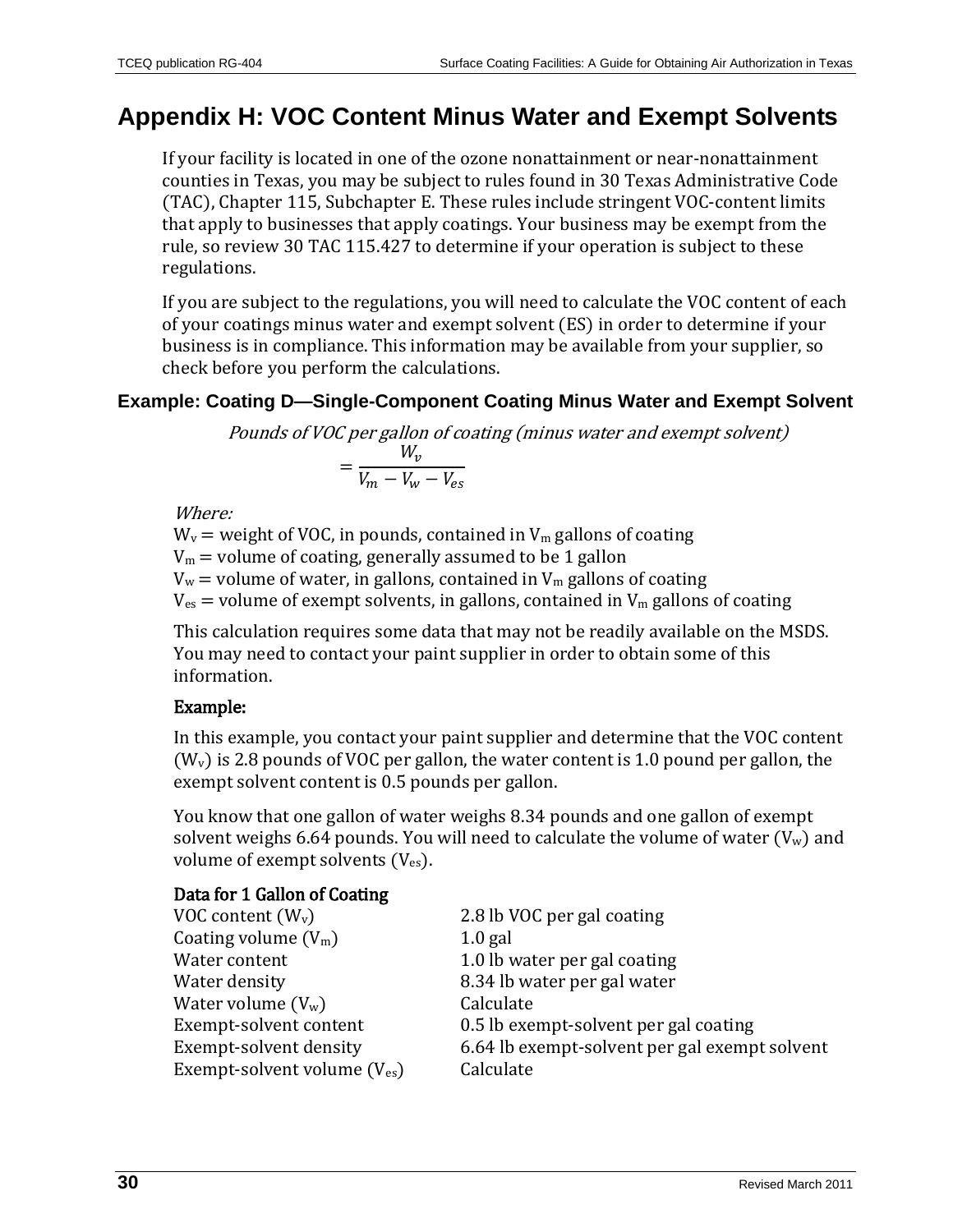# Appendix H: VOC Content Minus Water and Exempt Solvents

If your facility is located in one of the ozone nonattainment or near-nonattainment counties in Texas, you may be subject to rules found in 30 Texas Administrative Code (TAC), Chapter 115, Subchapter E. These rules include stringent VOC-content limits that apply to businesses that apply coatings. Your business may be exempt from the rule, so review 30 TAC 115.427 to determine if your operation is subject to these regulations.

If you are subject to the regulations, you will need to calculate the VOC content of each of your coatings minus water and exempt solvent (ES) in order to determine if your business is in compliance. This information may be available from your supplier, so check before you perform the calculations.

### Example: Coating D—Single-Component Coating Minus Water and Exempt Solvent

*Pounds of VOC per gallon of coating (minus water and exempt solvent)*

$$= \frac{W_v}{V_m - V_w - V_{es}}$$

*Where:*

$W_v$ = weight of VOC, in pounds, contained in $V_m$ gallons of coating
$V_m$ = volume of coating, generally assumed to be 1 gallon
$V_w$ = volume of water, in gallons, contained in $V_m$ gallons of coating
$V_{es}$ = volume of exempt solvents, in gallons, contained in $V_m$ gallons of coating

This calculation requires some data that may not be readily available on the MSDS. You may need to contact your paint supplier in order to obtain some of this information.

**Example:**

In this example, you contact your paint supplier and determine that the VOC content ($W_v$) is 2.8 pounds of VOC per gallon, the water content is 1.0 pound per gallon, the exempt solvent content is 0.5 pounds per gallon.

You know that one gallon of water weighs 8.34 pounds and one gallon of exempt solvent weighs 6.64 pounds. You will need to calculate the volume of water ($V_w$) and volume of exempt solvents ($V_{es}$).

**Data for 1 Gallon of Coating**

| | |
|---|---|
| VOC content ($W_v$) | 2.8 lb VOC per gal coating |
| Coating volume ($V_m$) | 1.0 gal |
| Water content | 1.0 lb water per gal coating |
| Water density | 8.34 lb water per gal water |
| Water volume ($V_w$) | Calculate |
| Exempt-solvent content | 0.5 lb exempt-solvent per gal coating |
| Exempt-solvent density | 6.64 lb exempt-solvent per gal exempt solvent |
| Exempt-solvent volume ($V_{es}$) | Calculate |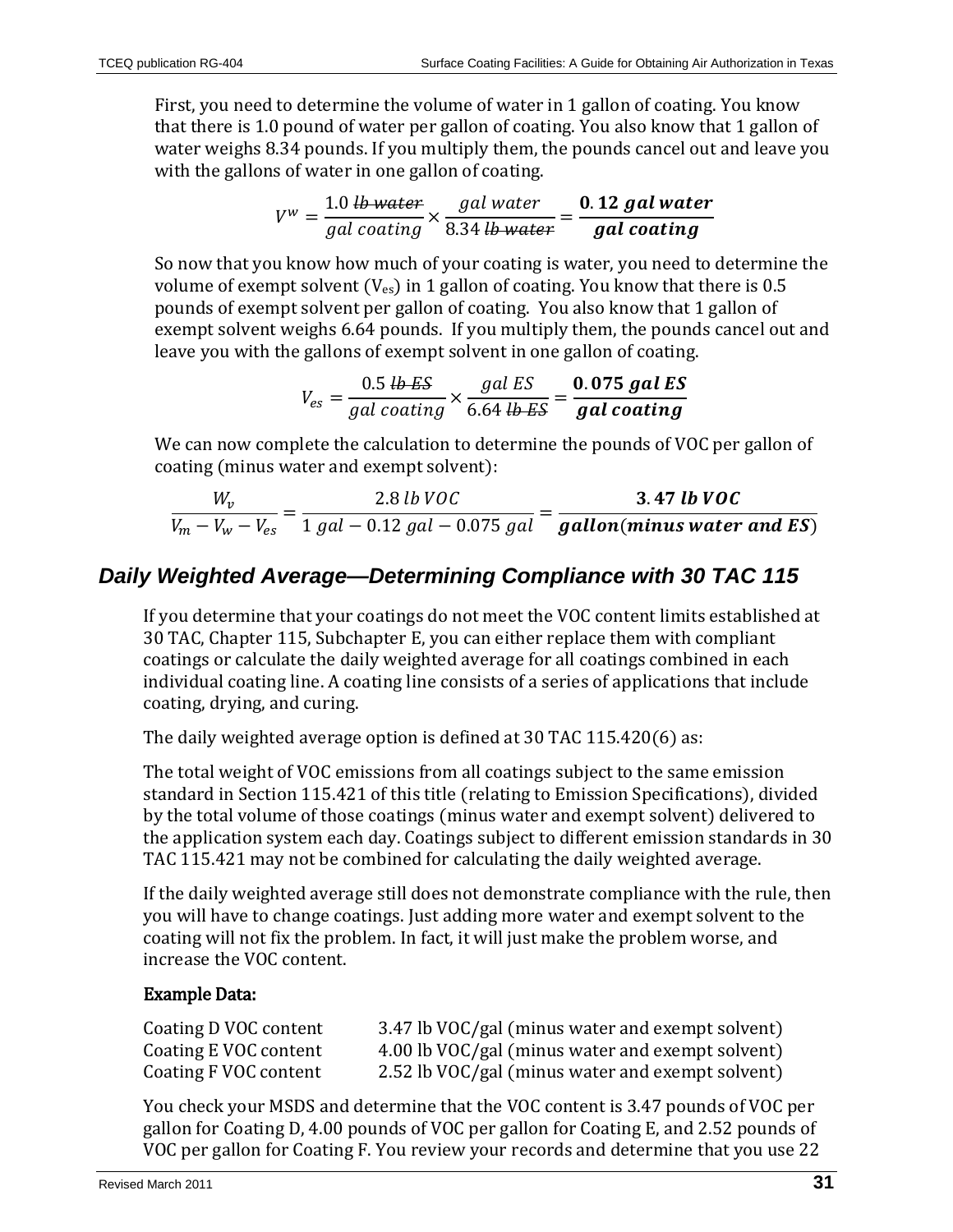First, you need to determine the volume of water in 1 gallon of coating. You know that there is 1.0 pound of water per gallon of coating. You also know that 1 gallon of water weighs 8.34 pounds. If you multiply them, the pounds cancel out and leave you with the gallons of water in one gallon of coating.

$$V^{w} = \frac{1.0\ \cancel{lb\ water}}{gal\ coating} \times \frac{gal\ water}{8.34\ \cancel{lb\ water}} = \frac{\mathbf{0.12}\ \boldsymbol{gal\ water}}{\boldsymbol{gal\ coating}}$$

So now that you know how much of your coating is water, you need to determine the volume of exempt solvent ($V_{es}$) in 1 gallon of coating. You know that there is 0.5 pounds of exempt solvent per gallon of coating. You also know that 1 gallon of exempt solvent weighs 6.64 pounds. If you multiply them, the pounds cancel out and leave you with the gallons of exempt solvent in one gallon of coating.

$$V_{es} = \frac{0.5\ \cancel{lb\ ES}}{gal\ coating} \times \frac{gal\ ES}{6.64\ \cancel{lb\ ES}} = \frac{\mathbf{0.075}\ \boldsymbol{gal\ ES}}{\boldsymbol{gal\ coating}}$$

We can now complete the calculation to determine the pounds of VOC per gallon of coating (minus water and exempt solvent):

$$\frac{W_v}{V_m - V_w - V_{es}} = \frac{2.8\ lb\ VOC}{1\ gal - 0.12\ gal - 0.075\ gal} = \frac{\mathbf{3.47}\ \boldsymbol{lb\ VOC}}{\boldsymbol{gallon(minus\ water\ and\ ES)}}$$

## Daily Weighted Average—Determining Compliance with 30 TAC 115

If you determine that your coatings do not meet the VOC content limits established at 30 TAC, Chapter 115, Subchapter E, you can either replace them with compliant coatings or calculate the daily weighted average for all coatings combined in each individual coating line. A coating line consists of a series of applications that include coating, drying, and curing.

The daily weighted average option is defined at 30 TAC 115.420(6) as:

The total weight of VOC emissions from all coatings subject to the same emission standard in Section 115.421 of this title (relating to Emission Specifications), divided by the total volume of those coatings (minus water and exempt solvent) delivered to the application system each day. Coatings subject to different emission standards in 30 TAC 115.421 may not be combined for calculating the daily weighted average.

If the daily weighted average still does not demonstrate compliance with the rule, then you will have to change coatings. Just adding more water and exempt solvent to the coating will not fix the problem. In fact, it will just make the problem worse, and increase the VOC content.

**Example Data:**

| | |
|---|---|
| Coating D VOC content | 3.47 lb VOC/gal (minus water and exempt solvent) |
| Coating E VOC content | 4.00 lb VOC/gal (minus water and exempt solvent) |
| Coating F VOC content | 2.52 lb VOC/gal (minus water and exempt solvent) |

You check your MSDS and determine that the VOC content is 3.47 pounds of VOC per gallon for Coating D, 4.00 pounds of VOC per gallon for Coating E, and 2.52 pounds of VOC per gallon for Coating F. You review your records and determine that you use 22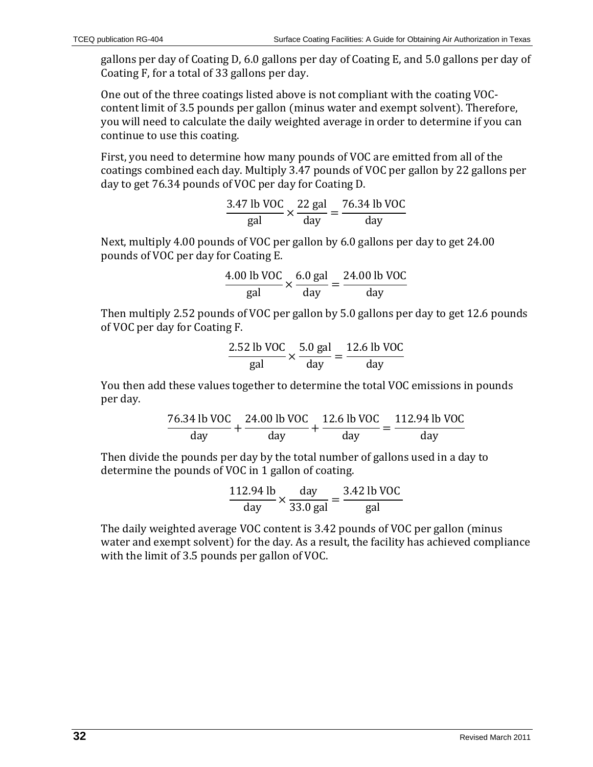gallons per day of Coating D, 6.0 gallons per day of Coating E, and 5.0 gallons per day of Coating F, for a total of 33 gallons per day.

One out of the three coatings listed above is not compliant with the coating VOC-content limit of 3.5 pounds per gallon (minus water and exempt solvent). Therefore, you will need to calculate the daily weighted average in order to determine if you can continue to use this coating.

First, you need to determine how many pounds of VOC are emitted from all of the coatings combined each day. Multiply 3.47 pounds of VOC per gallon by 22 gallons per day to get 76.34 pounds of VOC per day for Coating D.

$$\frac{3.47 \text{ lb VOC}}{\text{gal}} \times \frac{22 \text{ gal}}{\text{day}} = \frac{76.34 \text{ lb VOC}}{\text{day}}$$

Next, multiply 4.00 pounds of VOC per gallon by 6.0 gallons per day to get 24.00 pounds of VOC per day for Coating E.

$$\frac{4.00 \text{ lb VOC}}{\text{gal}} \times \frac{6.0 \text{ gal}}{\text{day}} = \frac{24.00 \text{ lb VOC}}{\text{day}}$$

Then multiply 2.52 pounds of VOC per gallon by 5.0 gallons per day to get 12.6 pounds of VOC per day for Coating F.

$$\frac{2.52 \text{ lb VOC}}{\text{gal}} \times \frac{5.0 \text{ gal}}{\text{day}} = \frac{12.6 \text{ lb VOC}}{\text{day}}$$

You then add these values together to determine the total VOC emissions in pounds per day.

$$\frac{76.34 \text{ lb VOC}}{\text{day}} + \frac{24.00 \text{ lb VOC}}{\text{day}} + \frac{12.6 \text{ lb VOC}}{\text{day}} = \frac{112.94 \text{ lb VOC}}{\text{day}}$$

Then divide the pounds per day by the total number of gallons used in a day to determine the pounds of VOC in 1 gallon of coating.

$$\frac{112.94 \text{ lb}}{\text{day}} \times \frac{\text{day}}{33.0 \text{ gal}} = \frac{3.42 \text{ lb VOC}}{\text{gal}}$$

The daily weighted average VOC content is 3.42 pounds of VOC per gallon (minus water and exempt solvent) for the day. As a result, the facility has achieved compliance with the limit of 3.5 pounds per gallon of VOC.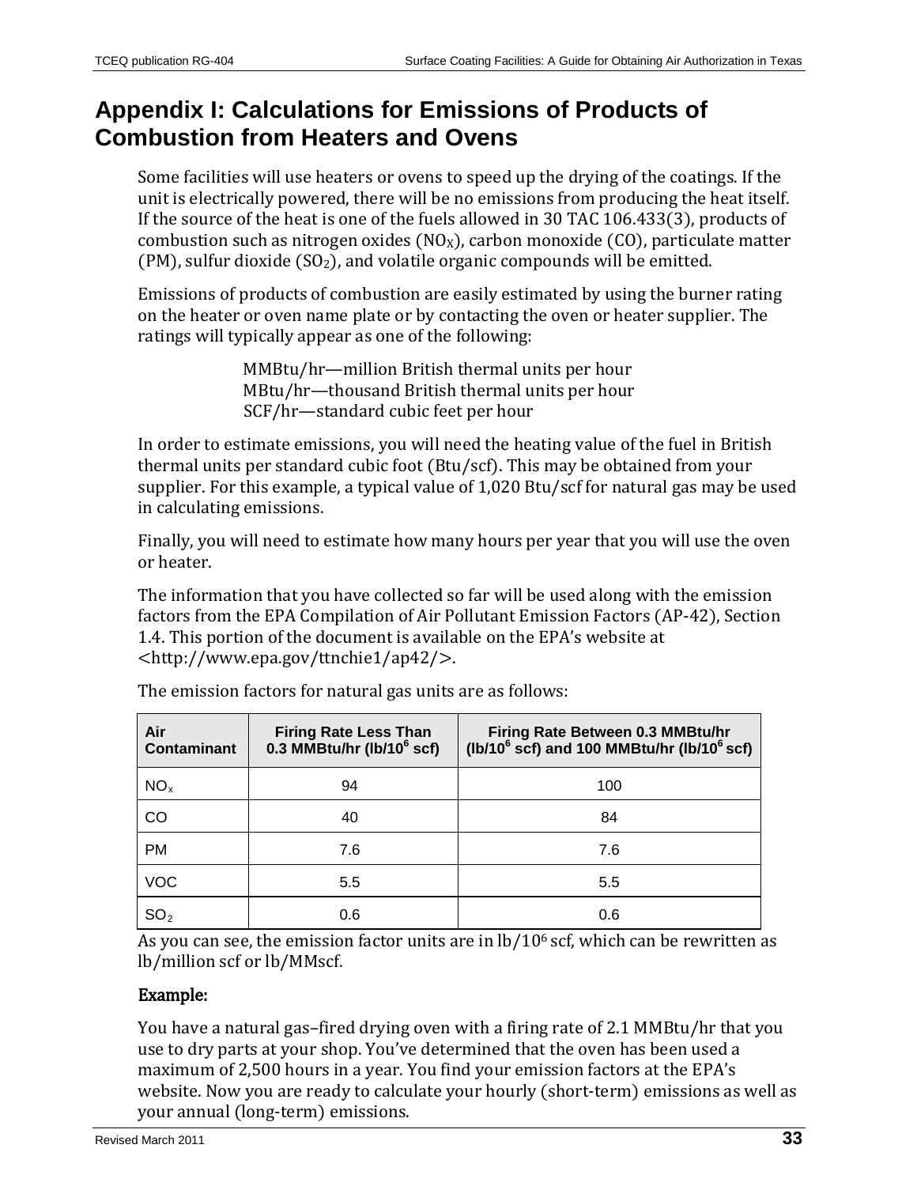# Appendix I: Calculations for Emissions of Products of Combustion from Heaters and Ovens

Some facilities will use heaters or ovens to speed up the drying of the coatings. If the unit is electrically powered, there will be no emissions from producing the heat itself. If the source of the heat is one of the fuels allowed in 30 TAC 106.433(3), products of combustion such as nitrogen oxides ($NO_X$), carbon monoxide (CO), particulate matter (PM), sulfur dioxide ($SO_2$), and volatile organic compounds will be emitted.

Emissions of products of combustion are easily estimated by using the burner rating on the heater or oven name plate or by contacting the oven or heater supplier. The ratings will typically appear as one of the following:

MMBtu/hr—million British thermal units per hour
MBtu/hr—thousand British thermal units per hour
SCF/hr—standard cubic feet per hour

In order to estimate emissions, you will need the heating value of the fuel in British thermal units per standard cubic foot (Btu/scf). This may be obtained from your supplier. For this example, a typical value of 1,020 Btu/scf for natural gas may be used in calculating emissions.

Finally, you will need to estimate how many hours per year that you will use the oven or heater.

The information that you have collected so far will be used along with the emission factors from the EPA Compilation of Air Pollutant Emission Factors (AP-42), Section 1.4. This portion of the document is available on the EPA's website at <http://www.epa.gov/ttnchie1/ap42/>.

The emission factors for natural gas units are as follows:

| Air Contaminant | Firing Rate Less Than 0.3 MMBtu/hr (lb/$10^6$ scf) | Firing Rate Between 0.3 MMBtu/hr (lb/$10^6$ scf) and 100 MMBtu/hr (lb/$10^6$ scf) |
|---|---|---|
| $NO_x$ | 94 | 100 |
| CO | 40 | 84 |
| PM | 7.6 | 7.6 |
| VOC | 5.5 | 5.5 |
| $SO_2$ | 0.6 | 0.6 |

As you can see, the emission factor units are in lb/$10^6$ scf, which can be rewritten as lb/million scf or lb/MMscf.

**Example:**

You have a natural gas–fired drying oven with a firing rate of 2.1 MMBtu/hr that you use to dry parts at your shop. You've determined that the oven has been used a maximum of 2,500 hours in a year. You find your emission factors at the EPA's website. Now you are ready to calculate your hourly (short-term) emissions as well as your annual (long-term) emissions.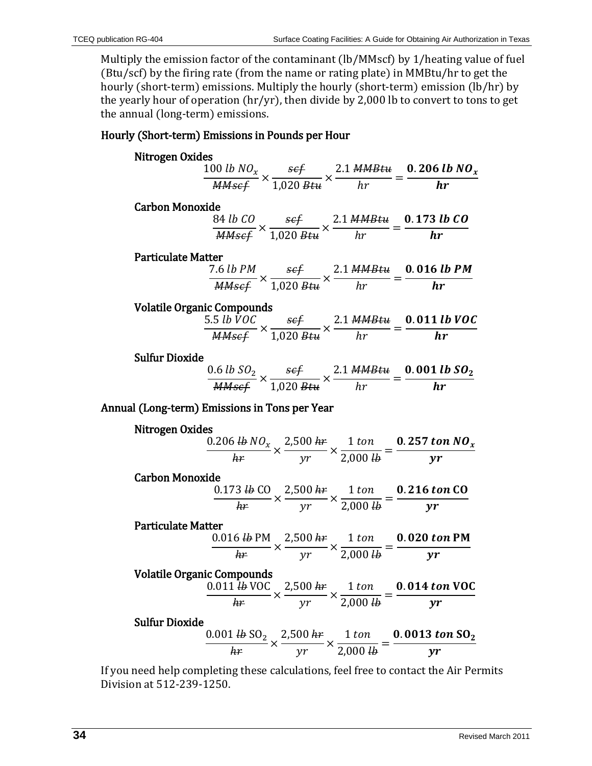Multiply the emission factor of the contaminant (lb/MMscf) by 1/heating value of fuel (Btu/scf) by the firing rate (from the name or rating plate) in MMBtu/hr to get the hourly (short-term) emissions. Multiply the hourly (short-term) emission (lb/hr) by the yearly hour of operation (hr/yr), then divide by 2,000 lb to convert to tons to get the annual (long-term) emissions.

### Hourly (Short-term) Emissions in Pounds per Hour

**Nitrogen Oxides**

$$\frac{100\ lb\ NO_x}{\cancel{MMscf}} \times \frac{\cancel{scf}}{1{,}020\ \cancel{Btu}} \times \frac{2.1\ \cancel{MMBtu}}{hr} = \frac{\mathbf{0.206\ lb\ NO_x}}{\mathbf{hr}}$$

**Carbon Monoxide**

$$\frac{84\ lb\ CO}{\cancel{MMscf}} \times \frac{\cancel{scf}}{1{,}020\ \cancel{Btu}} \times \frac{2.1\ \cancel{MMBtu}}{hr} = \frac{\mathbf{0.173\ lb\ CO}}{\mathbf{hr}}$$

**Particulate Matter**

$$\frac{7.6\ lb\ PM}{\cancel{MMscf}} \times \frac{\cancel{scf}}{1{,}020\ \cancel{Btu}} \times \frac{2.1\ \cancel{MMBtu}}{hr} = \frac{\mathbf{0.016\ lb\ PM}}{\mathbf{hr}}$$

**Volatile Organic Compounds**

$$\frac{5.5\ lb\ VOC}{\cancel{MMscf}} \times \frac{\cancel{scf}}{1{,}020\ \cancel{Btu}} \times \frac{2.1\ \cancel{MMBtu}}{hr} = \frac{\mathbf{0.011\ lb\ VOC}}{\mathbf{hr}}$$

**Sulfur Dioxide**

$$\frac{0.6\ lb\ SO_2}{\cancel{MMscf}} \times \frac{\cancel{scf}}{1{,}020\ \cancel{Btu}} \times \frac{2.1\ \cancel{MMBtu}}{hr} = \frac{\mathbf{0.001\ lb\ SO_2}}{\mathbf{hr}}$$

### Annual (Long-term) Emissions in Tons per Year

**Nitrogen Oxides**

$$\frac{0.206\ \cancel{lb}\ NO_x}{\cancel{hr}} \times \frac{2{,}500\ \cancel{hr}}{yr} \times \frac{1\ ton}{2{,}000\ \cancel{lb}} = \frac{\mathbf{0.257\ ton\ NO_x}}{\mathbf{yr}}$$

**Carbon Monoxide**

$$\frac{0.173\ \cancel{lb}\ \mathrm{CO}}{\cancel{hr}} \times \frac{2{,}500\ \cancel{hr}}{yr} \times \frac{1\ ton}{2{,}000\ \cancel{lb}} = \frac{\mathbf{0.216\ ton\ CO}}{\mathbf{yr}}$$

**Particulate Matter**

$$\frac{0.016\ \cancel{lb}\ \mathrm{PM}}{\cancel{hr}} \times \frac{2{,}500\ \cancel{hr}}{yr} \times \frac{1\ ton}{2{,}000\ \cancel{lb}} = \frac{\mathbf{0.020\ ton\ PM}}{\mathbf{yr}}$$

**Volatile Organic Compounds**

$$\frac{0.011\ \cancel{lb}\ \mathrm{VOC}}{\cancel{hr}} \times \frac{2{,}500\ \cancel{hr}}{yr} \times \frac{1\ ton}{2{,}000\ \cancel{lb}} = \frac{\mathbf{0.014\ ton\ VOC}}{\mathbf{yr}}$$

**Sulfur Dioxide**

$$\frac{0.001\ \cancel{lb}\ \mathrm{SO_2}}{\cancel{hr}} \times \frac{2{,}500\ \cancel{hr}}{yr} \times \frac{1\ ton}{2{,}000\ \cancel{lb}} = \frac{\mathbf{0.0013\ ton\ SO_2}}{\mathbf{yr}}$$

If you need help completing these calculations, feel free to contact the Air Permits Division at 512-239-1250.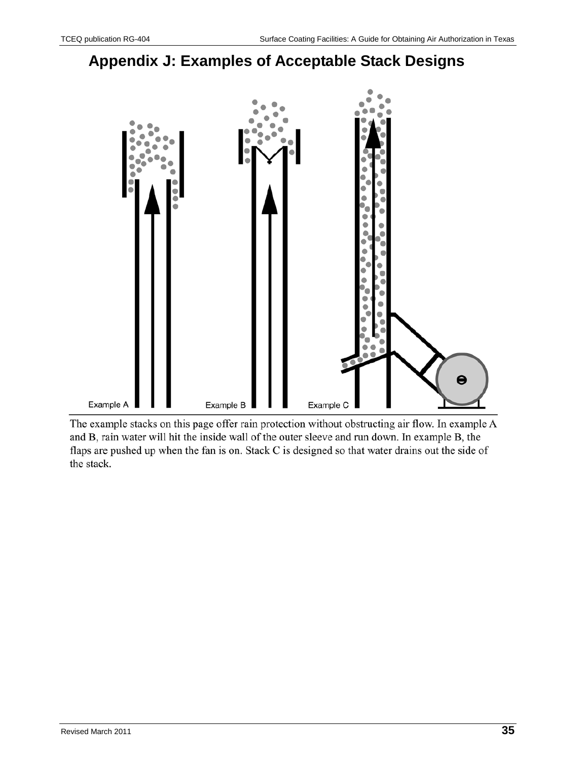# Appendix J: Examples of Acceptable Stack Designs

Example A

Example B

Example C

The example stacks on this page offer rain protection without obstructing air flow. In example A and B, rain water will hit the inside wall of the outer sleeve and run down. In example B, the flaps are pushed up when the fan is on. Stack C is designed so that water drains out the side of the stack.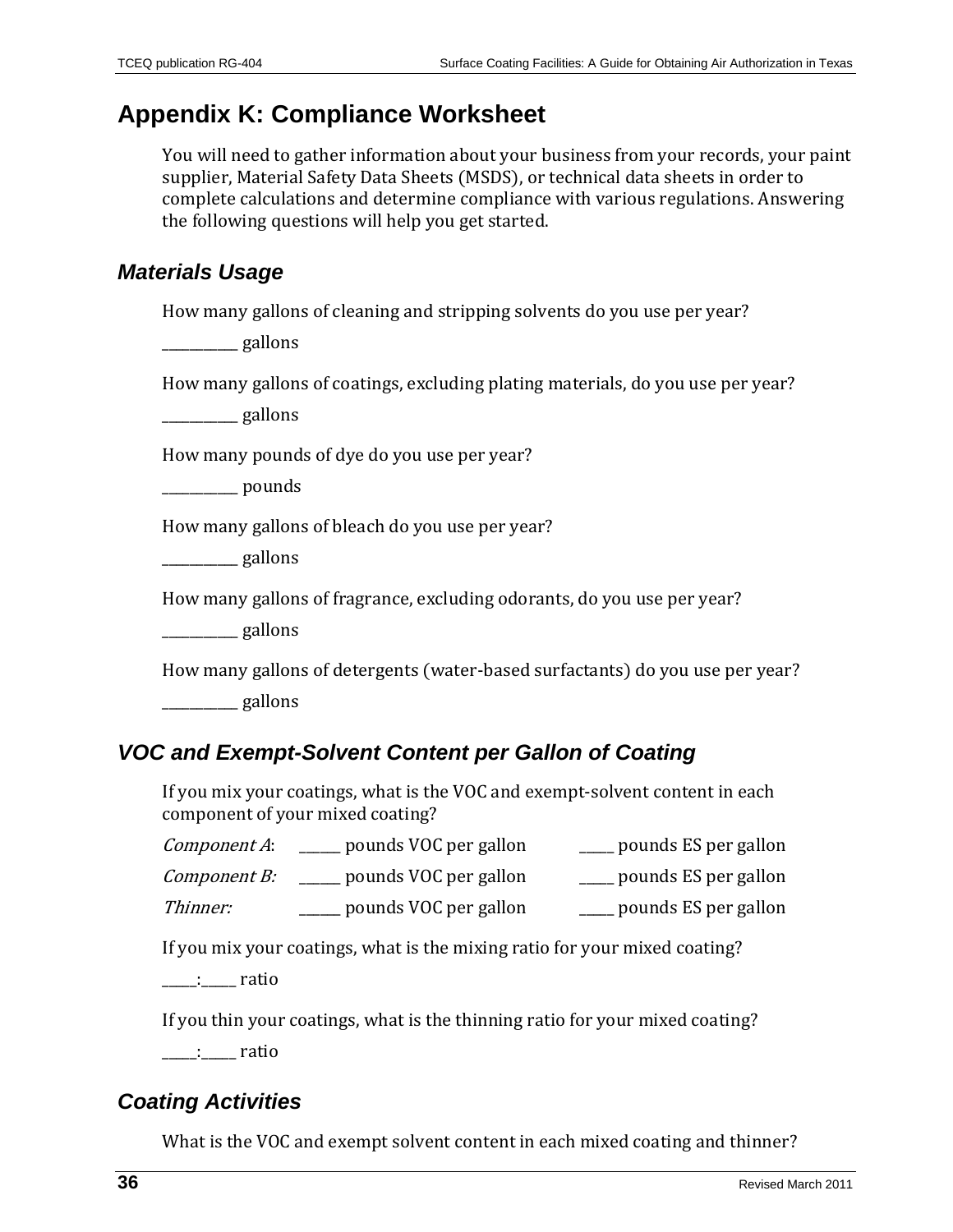# Appendix K: Compliance Worksheet

You will need to gather information about your business from your records, your paint supplier, Material Safety Data Sheets (MSDS), or technical data sheets in order to complete calculations and determine compliance with various regulations. Answering the following questions will help you get started.

## *Materials Usage*

How many gallons of cleaning and stripping solvents do you use per year?

__________ gallons

How many gallons of coatings, excluding plating materials, do you use per year?

__________ gallons

How many pounds of dye do you use per year?

__________ pounds

How many gallons of bleach do you use per year?

__________ gallons

How many gallons of fragrance, excluding odorants, do you use per year?

__________ gallons

How many gallons of detergents (water-based surfactants) do you use per year?

__________ gallons

## *VOC and Exempt-Solvent Content per Gallon of Coating*

If you mix your coatings, what is the VOC and exempt-solvent content in each component of your mixed coating?

*Component A*: _____ pounds VOC per gallon _____ pounds ES per gallon

*Component B:* _____ pounds VOC per gallon _____ pounds ES per gallon

*Thinner:* _____ pounds VOC per gallon _____ pounds ES per gallon

If you mix your coatings, what is the mixing ratio for your mixed coating?

_____:_____ ratio

If you thin your coatings, what is the thinning ratio for your mixed coating?

_____:_____ ratio

## *Coating Activities*

What is the VOC and exempt solvent content in each mixed coating and thinner?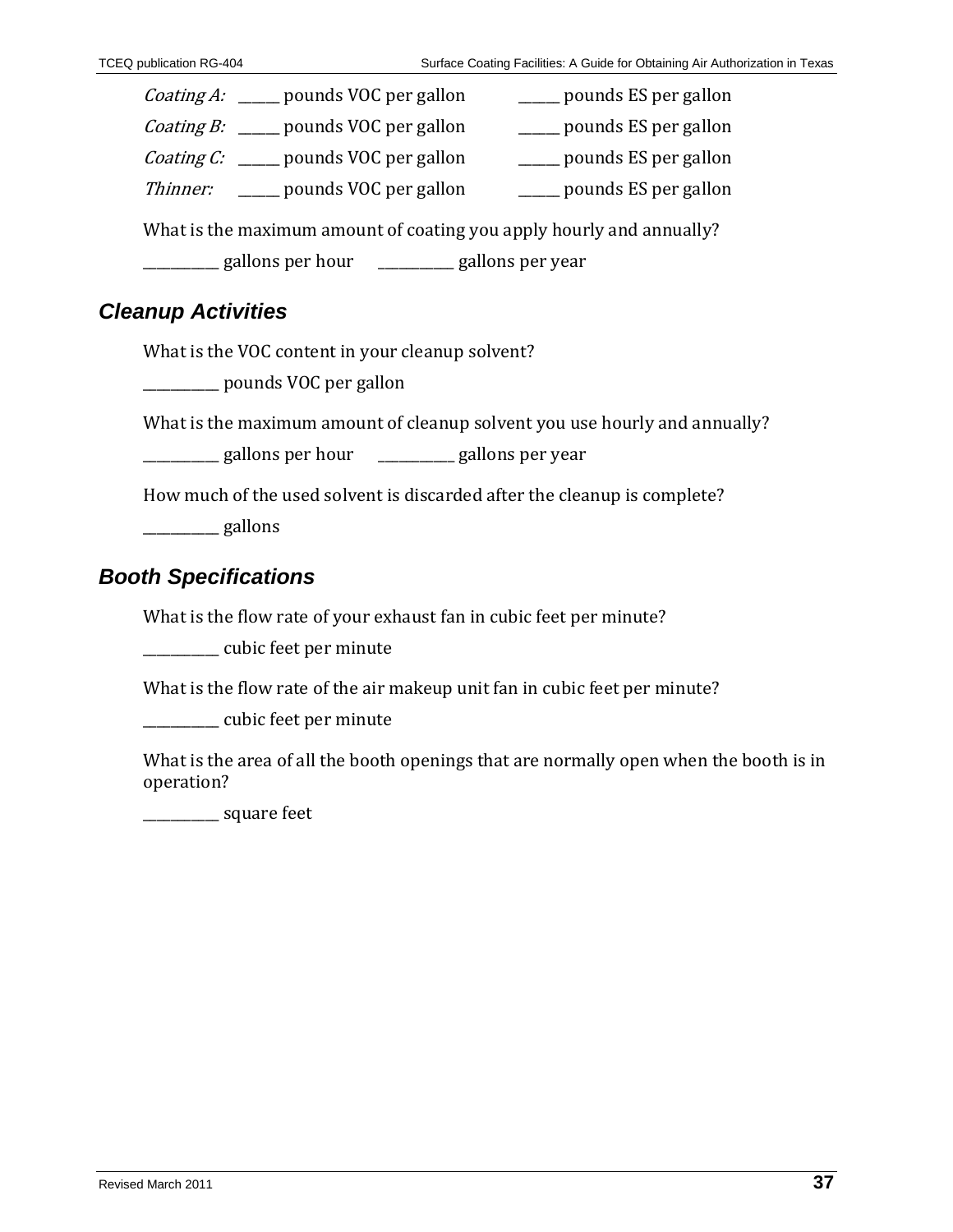*Coating A:* ______ pounds VOC per gallon ______ pounds ES per gallon

*Coating B:* ______ pounds VOC per gallon ______ pounds ES per gallon

*Coating C:* ______ pounds VOC per gallon ______ pounds ES per gallon

*Thinner:* ______ pounds VOC per gallon ______ pounds ES per gallon

What is the maximum amount of coating you apply hourly and annually?

___________ gallons per hour ___________ gallons per year

## *Cleanup Activities*

What is the VOC content in your cleanup solvent?

___________ pounds VOC per gallon

What is the maximum amount of cleanup solvent you use hourly and annually?

___________ gallons per hour ___________ gallons per year

How much of the used solvent is discarded after the cleanup is complete?

___________ gallons

## *Booth Specifications*

What is the flow rate of your exhaust fan in cubic feet per minute?

___________ cubic feet per minute

What is the flow rate of the air makeup unit fan in cubic feet per minute?

___________ cubic feet per minute

What is the area of all the booth openings that are normally open when the booth is in operation?

___________ square feet